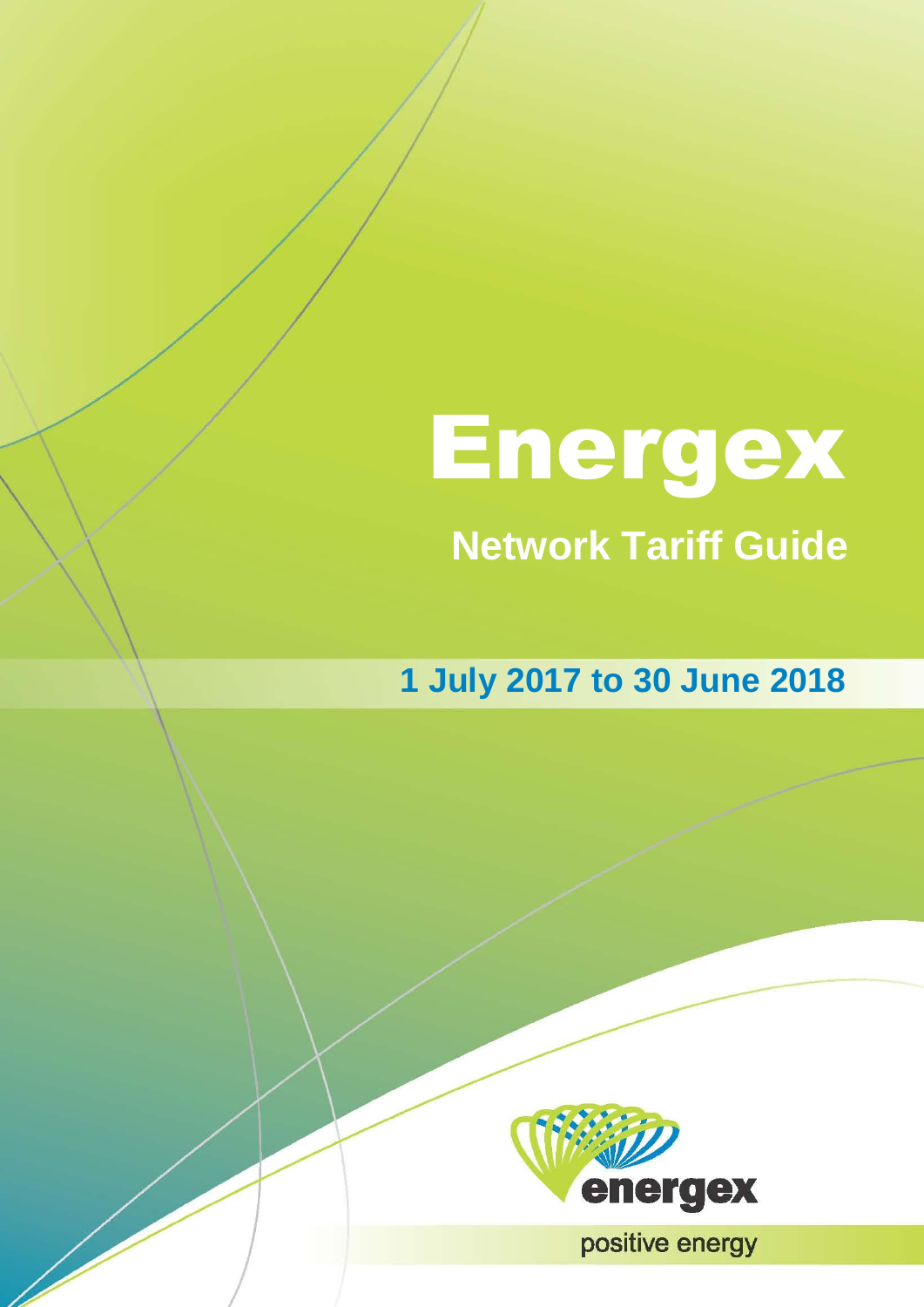# Energex

## Network Tariff Guide

**1 July 2017 to 30 June 2018**

energex

positive energy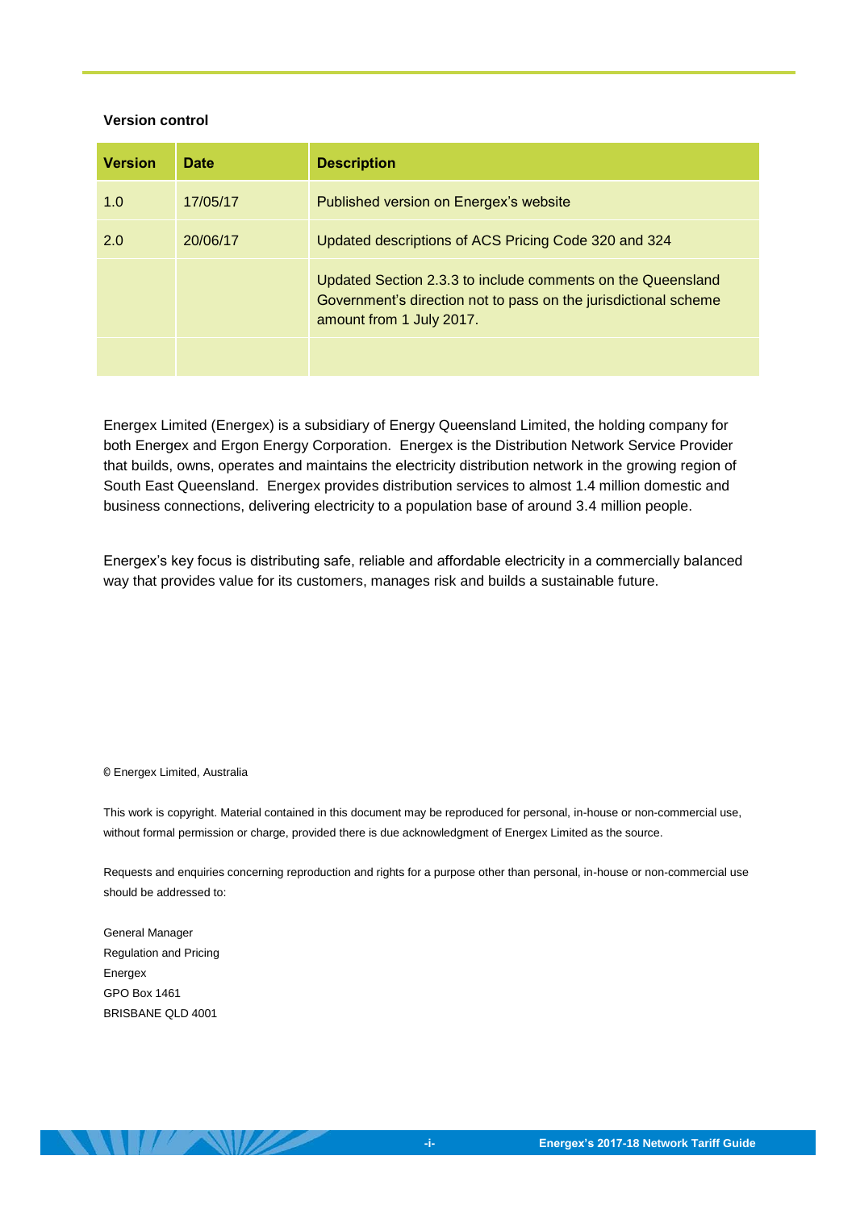**Version control**

| Version | Date | Description |
|---|---|---|
| 1.0 | 17/05/17 | Published version on Energex's website |
| 2.0 | 20/06/17 | Updated descriptions of ACS Pricing Code 320 and 324 |
| | | Updated Section 2.3.3 to include comments on the Queensland Government's direction not to pass on the jurisdictional scheme amount from 1 July 2017. |
| | | |

Energex Limited (Energex) is a subsidiary of Energy Queensland Limited, the holding company for both Energex and Ergon Energy Corporation. Energex is the Distribution Network Service Provider that builds, owns, operates and maintains the electricity distribution network in the growing region of South East Queensland. Energex provides distribution services to almost 1.4 million domestic and business connections, delivering electricity to a population base of around 3.4 million people.

Energex's key focus is distributing safe, reliable and affordable electricity in a commercially balanced way that provides value for its customers, manages risk and builds a sustainable future.

© Energex Limited, Australia

This work is copyright. Material contained in this document may be reproduced for personal, in-house or non-commercial use, without formal permission or charge, provided there is due acknowledgment of Energex Limited as the source.

Requests and enquiries concerning reproduction and rights for a purpose other than personal, in-house or non-commercial use should be addressed to:

General Manager
Regulation and Pricing
Energex
GPO Box 1461
BRISBANE QLD 4001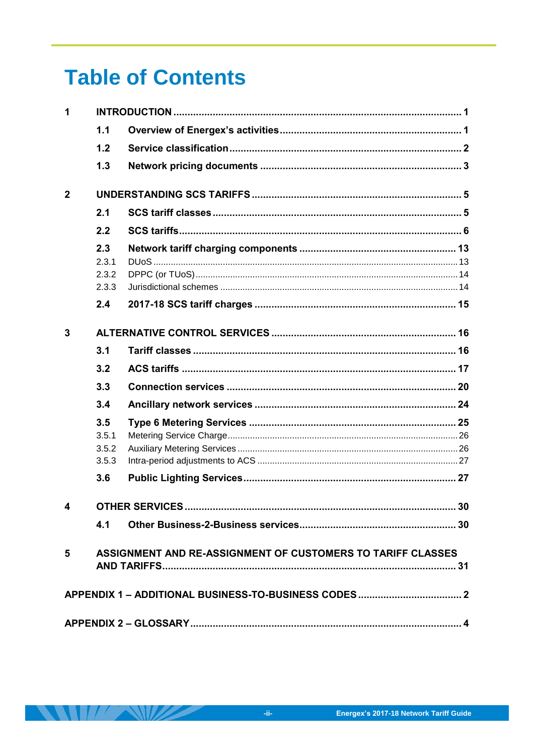# Table of Contents

1 INTRODUCTION ..... 1

- 1.1 Overview of Energex's activities ..... 1
- 1.2 Service classification ..... 2
- 1.3 Network pricing documents ..... 3

2 UNDERSTANDING SCS TARIFFS ..... 5

- 2.1 SCS tariff classes ..... 5
- 2.2 SCS tariffs ..... 6
- 2.3 Network tariff charging components ..... 13
  - 2.3.1 DUoS ..... 13
  - 2.3.2 DPPC (or TUoS) ..... 14
  - 2.3.3 Jurisdictional schemes ..... 14
- 2.4 2017-18 SCS tariff charges ..... 15

3 ALTERNATIVE CONTROL SERVICES ..... 16

- 3.1 Tariff classes ..... 16
- 3.2 ACS tariffs ..... 17
- 3.3 Connection services ..... 20
- 3.4 Ancillary network services ..... 24
- 3.5 Type 6 Metering Services ..... 25
  - 3.5.1 Metering Service Charge ..... 26
  - 3.5.2 Auxiliary Metering Services ..... 26
  - 3.5.3 Intra-period adjustments to ACS ..... 27
- 3.6 Public Lighting Services ..... 27

4 OTHER SERVICES ..... 30

- 4.1 Other Business-2-Business services ..... 30

5 ASSIGNMENT AND RE-ASSIGNMENT OF CUSTOMERS TO TARIFF CLASSES AND TARIFFS ..... 31

APPENDIX 1 – ADDITIONAL BUSINESS-TO-BUSINESS CODES ..... 2

APPENDIX 2 – GLOSSARY ..... 4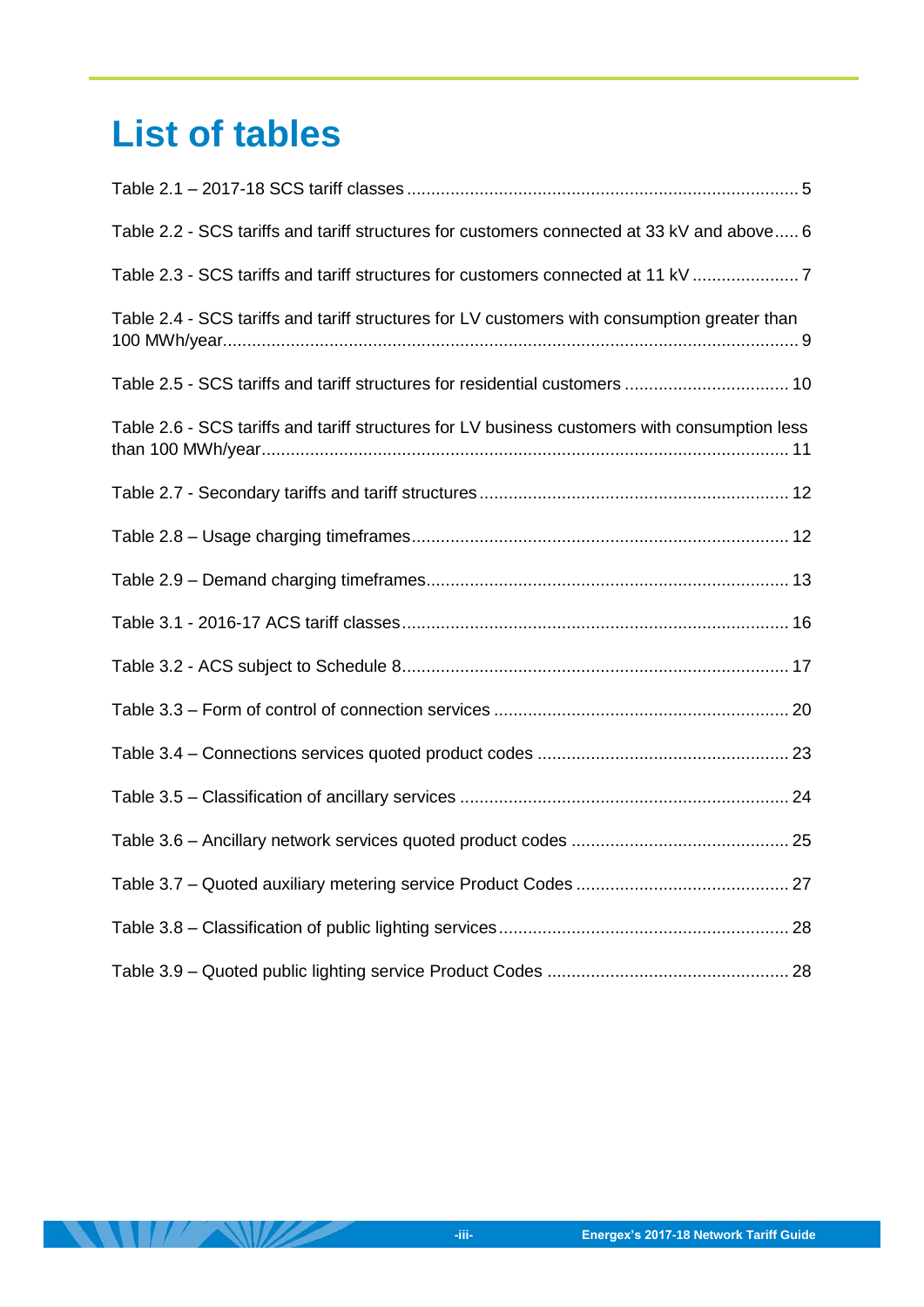# List of tables

Table 2.1 – 2017-18 SCS tariff classes ................................................................................ 5

Table 2.2 - SCS tariffs and tariff structures for customers connected at 33 kV and above..... 6

Table 2.3 - SCS tariffs and tariff structures for customers connected at 11 kV ..................... 7

Table 2.4 - SCS tariffs and tariff structures for LV customers with consumption greater than 100 MWh/year...................................................................................................................... 9

Table 2.5 - SCS tariffs and tariff structures for residential customers ................................. 10

Table 2.6 - SCS tariffs and tariff structures for LV business customers with consumption less than 100 MWh/year........................................................................................................... 11

Table 2.7 - Secondary tariffs and tariff structures ............................................................... 12

Table 2.8 – Usage charging timeframes............................................................................. 12

Table 2.9 – Demand charging timeframes.......................................................................... 13

Table 3.1 - 2016-17 ACS tariff classes ............................................................................... 16

Table 3.2 - ACS subject to Schedule 8................................................................................ 17

Table 3.3 – Form of control of connection services ............................................................ 20

Table 3.4 – Connections services quoted product codes ................................................... 23

Table 3.5 – Classification of ancillary services ................................................................... 24

Table 3.6 – Ancillary network services quoted product codes ............................................ 25

Table 3.7 – Quoted auxiliary metering service Product Codes ........................................... 27

Table 3.8 – Classification of public lighting services........................................................... 28

Table 3.9 – Quoted public lighting service Product Codes ................................................. 28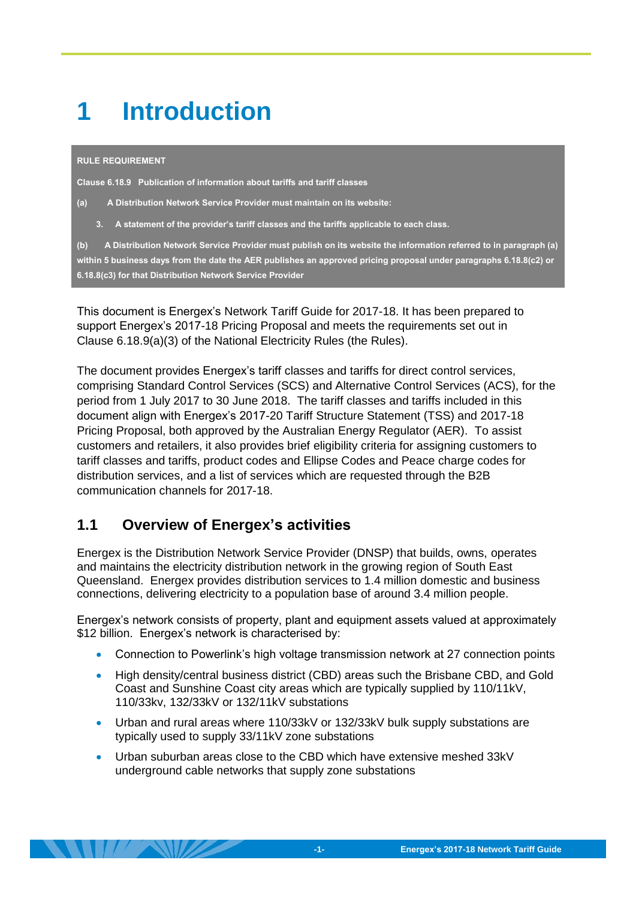# 1 Introduction

**RULE REQUIREMENT**

**Clause 6.18.9 Publication of information about tariffs and tariff classes**

**(a) A Distribution Network Service Provider must maintain on its website:**

**3. A statement of the provider's tariff classes and the tariffs applicable to each class.**

**(b) A Distribution Network Service Provider must publish on its website the information referred to in paragraph (a) within 5 business days from the date the AER publishes an approved pricing proposal under paragraphs 6.18.8(c2) or 6.18.8(c3) for that Distribution Network Service Provider**

This document is Energex's Network Tariff Guide for 2017-18. It has been prepared to support Energex's 2017-18 Pricing Proposal and meets the requirements set out in Clause 6.18.9(a)(3) of the National Electricity Rules (the Rules).

The document provides Energex's tariff classes and tariffs for direct control services, comprising Standard Control Services (SCS) and Alternative Control Services (ACS), for the period from 1 July 2017 to 30 June 2018. The tariff classes and tariffs included in this document align with Energex's 2017-20 Tariff Structure Statement (TSS) and 2017-18 Pricing Proposal, both approved by the Australian Energy Regulator (AER). To assist customers and retailers, it also provides brief eligibility criteria for assigning customers to tariff classes and tariffs, product codes and Ellipse Codes and Peace charge codes for distribution services, and a list of services which are requested through the B2B communication channels for 2017-18.

## 1.1 Overview of Energex's activities

Energex is the Distribution Network Service Provider (DNSP) that builds, owns, operates and maintains the electricity distribution network in the growing region of South East Queensland. Energex provides distribution services to 1.4 million domestic and business connections, delivering electricity to a population base of around 3.4 million people.

Energex's network consists of property, plant and equipment assets valued at approximately $12 billion. Energex's network is characterised by:

- Connection to Powerlink's high voltage transmission network at 27 connection points
- High density/central business district (CBD) areas such the Brisbane CBD, and Gold Coast and Sunshine Coast city areas which are typically supplied by 110/11kV, 110/33kv, 132/33kV or 132/11kV substations
- Urban and rural areas where 110/33kV or 132/33kV bulk supply substations are typically used to supply 33/11kV zone substations
- Urban suburban areas close to the CBD which have extensive meshed 33kV underground cable networks that supply zone substations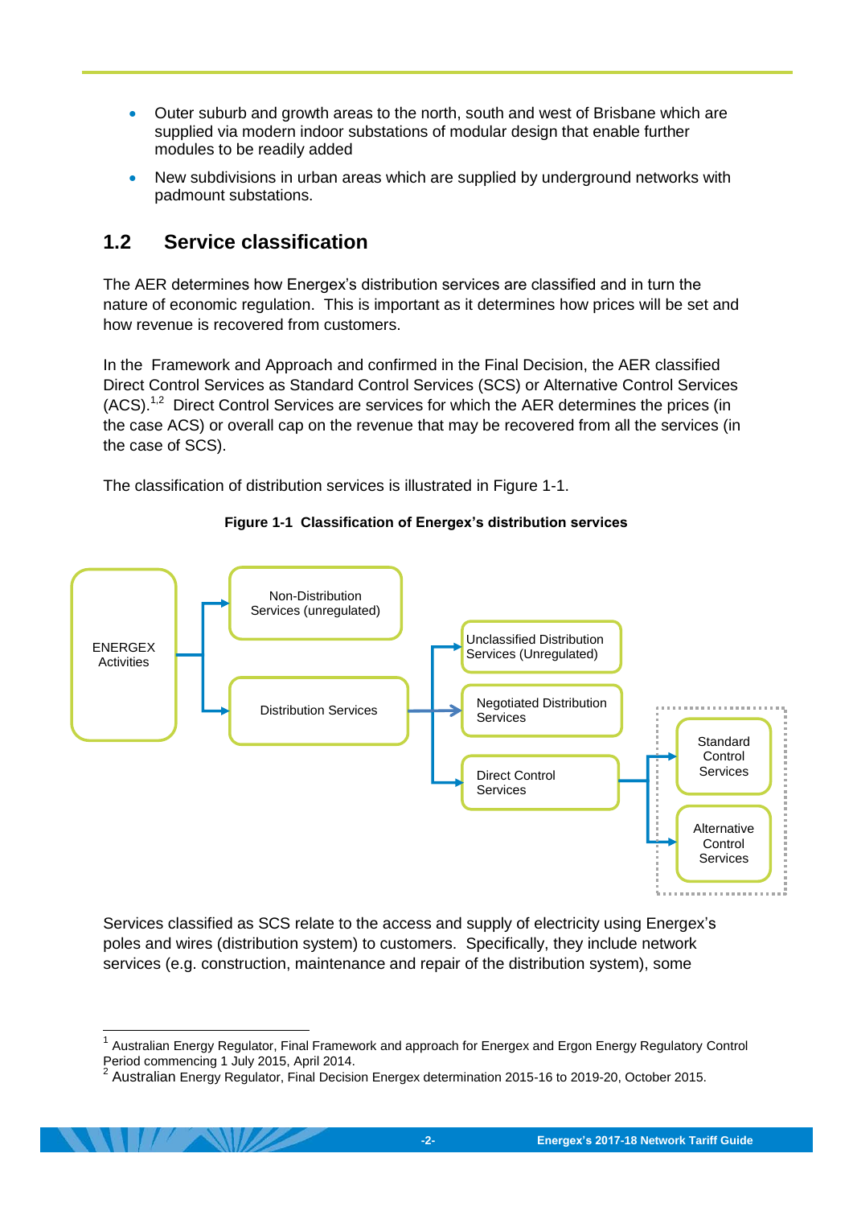- Outer suburb and growth areas to the north, south and west of Brisbane which are supplied via modern indoor substations of modular design that enable further modules to be readily added
- New subdivisions in urban areas which are supplied by underground networks with padmount substations.

## 1.2 Service classification

The AER determines how Energex's distribution services are classified and in turn the nature of economic regulation. This is important as it determines how prices will be set and how revenue is recovered from customers.

In the Framework and Approach and confirmed in the Final Decision, the AER classified Direct Control Services as Standard Control Services (SCS) or Alternative Control Services (ACS).[1,2] Direct Control Services are services for which the AER determines the prices (in the case ACS) or overall cap on the revenue that may be recovered from all the services (in the case of SCS).

The classification of distribution services is illustrated in Figure 1-1.

**Figure 1-1 Classification of Energex's distribution services**

ENERGEX Activities
- Non-Distribution Services (unregulated)
- Distribution Services
  - Unclassified Distribution Services (Unregulated)
  - Negotiated Distribution Services
  - Direct Control Services
    - Standard Control Services
    - Alternative Control Services

Services classified as SCS relate to the access and supply of electricity using Energex's poles and wires (distribution system) to customers. Specifically, they include network services (e.g. construction, maintenance and repair of the distribution system), some

---

[1] Australian Energy Regulator, Final Framework and approach for Energex and Ergon Energy Regulatory Control Period commencing 1 July 2015, April 2014.

[2] Australian Energy Regulator, Final Decision Energex determination 2015-16 to 2019-20, October 2015.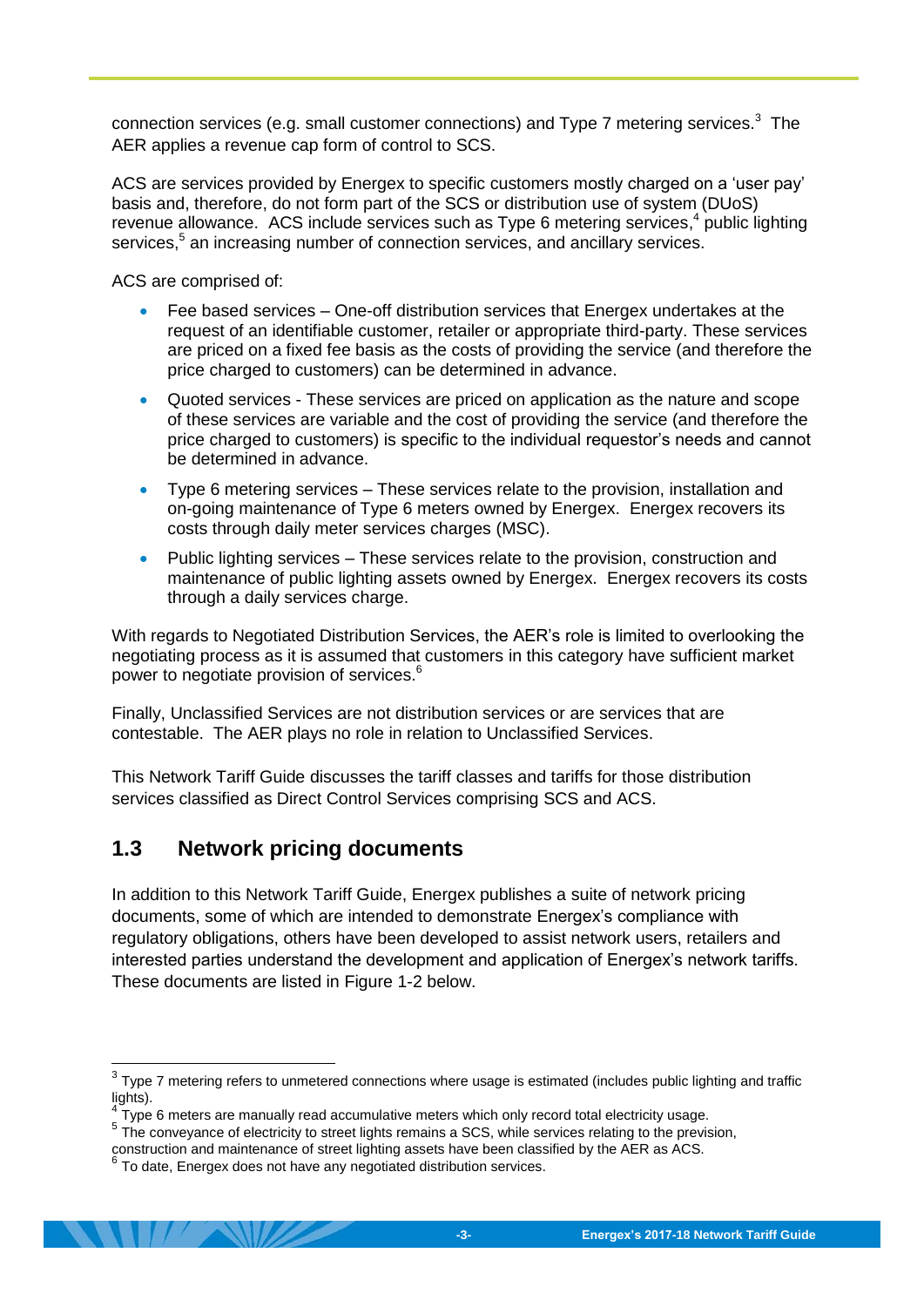connection services (e.g. small customer connections) and Type 7 metering services.[3] The AER applies a revenue cap form of control to SCS.

ACS are services provided by Energex to specific customers mostly charged on a 'user pay' basis and, therefore, do not form part of the SCS or distribution use of system (DUoS) revenue allowance. ACS include services such as Type 6 metering services,[4] public lighting services,[5] an increasing number of connection services, and ancillary services.

ACS are comprised of:

- Fee based services – One-off distribution services that Energex undertakes at the request of an identifiable customer, retailer or appropriate third-party. These services are priced on a fixed fee basis as the costs of providing the service (and therefore the price charged to customers) can be determined in advance.
- Quoted services - These services are priced on application as the nature and scope of these services are variable and the cost of providing the service (and therefore the price charged to customers) is specific to the individual requestor's needs and cannot be determined in advance.
- Type 6 metering services – These services relate to the provision, installation and on-going maintenance of Type 6 meters owned by Energex. Energex recovers its costs through daily meter services charges (MSC).
- Public lighting services – These services relate to the provision, construction and maintenance of public lighting assets owned by Energex. Energex recovers its costs through a daily services charge.

With regards to Negotiated Distribution Services, the AER's role is limited to overlooking the negotiating process as it is assumed that customers in this category have sufficient market power to negotiate provision of services.[6]

Finally, Unclassified Services are not distribution services or are services that are contestable. The AER plays no role in relation to Unclassified Services.

This Network Tariff Guide discusses the tariff classes and tariffs for those distribution services classified as Direct Control Services comprising SCS and ACS.

## 1.3 Network pricing documents

In addition to this Network Tariff Guide, Energex publishes a suite of network pricing documents, some of which are intended to demonstrate Energex's compliance with regulatory obligations, others have been developed to assist network users, retailers and interested parties understand the development and application of Energex's network tariffs. These documents are listed in Figure 1-2 below.

---

[3] Type 7 metering refers to unmetered connections where usage is estimated (includes public lighting and traffic lights).

[4] Type 6 meters are manually read accumulative meters which only record total electricity usage.

[5] The conveyance of electricity to street lights remains a SCS, while services relating to the provision, construction and maintenance of street lighting assets have been classified by the AER as ACS.

[6] To date, Energex does not have any negotiated distribution services.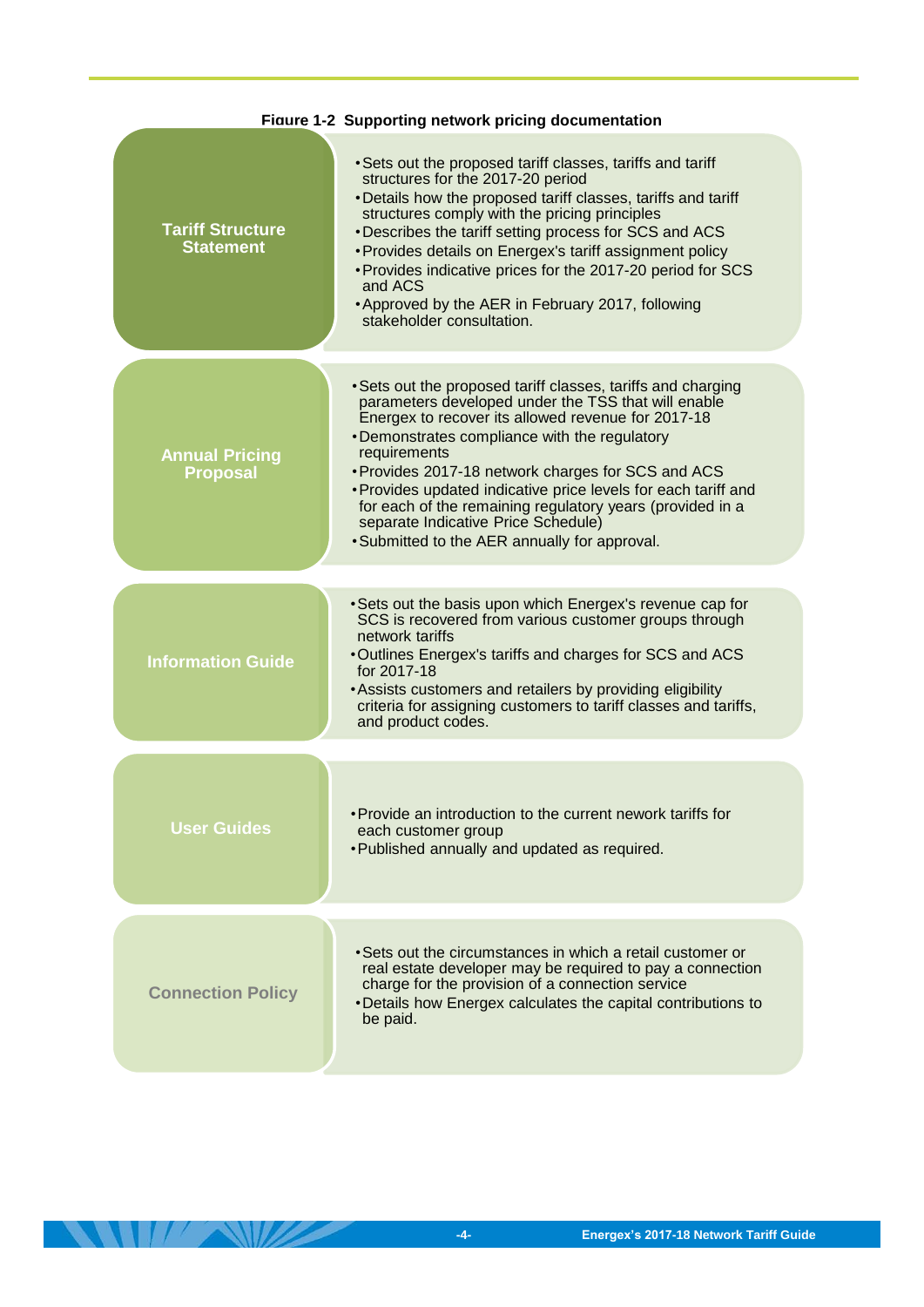**Figure 1-2 Supporting network pricing documentation**

| Document | Description |
|---|---|
| **Tariff Structure Statement** | • Sets out the proposed tariff classes, tariffs and tariff structures for the 2017-20 period<br>• Details how the proposed tariff classes, tariffs and tariff structures comply with the pricing principles<br>• Describes the tariff setting process for SCS and ACS<br>• Provides details on Energex's tariff assignment policy<br>• Provides indicative prices for the 2017-20 period for SCS and ACS<br>• Approved by the AER in February 2017, following stakeholder consultation. |
| **Annual Pricing Proposal** | • Sets out the proposed tariff classes, tariffs and charging parameters developed under the TSS that will enable Energex to recover its allowed revenue for 2017-18<br>• Demonstrates compliance with the regulatory requirements<br>• Provides 2017-18 network charges for SCS and ACS<br>• Provides updated indicative price levels for each tariff and for each of the remaining regulatory years (provided in a separate Indicative Price Schedule)<br>• Submitted to the AER annually for approval. |
| **Information Guide** | • Sets out the basis upon which Energex's revenue cap for SCS is recovered from various customer groups through network tariffs<br>• Outlines Energex's tariffs and charges for SCS and ACS for 2017-18<br>• Assists customers and retailers by providing eligibility criteria for assigning customers to tariff classes and tariffs, and product codes. |
| **User Guides** | • Provide an introduction to the current nework tariffs for each customer group<br>• Published annually and updated as required. |
| **Connection Policy** | • Sets out the circumstances in which a retail customer or real estate developer may be required to pay a connection charge for the provision of a connection service<br>• Details how Energex calculates the capital contributions to be paid. |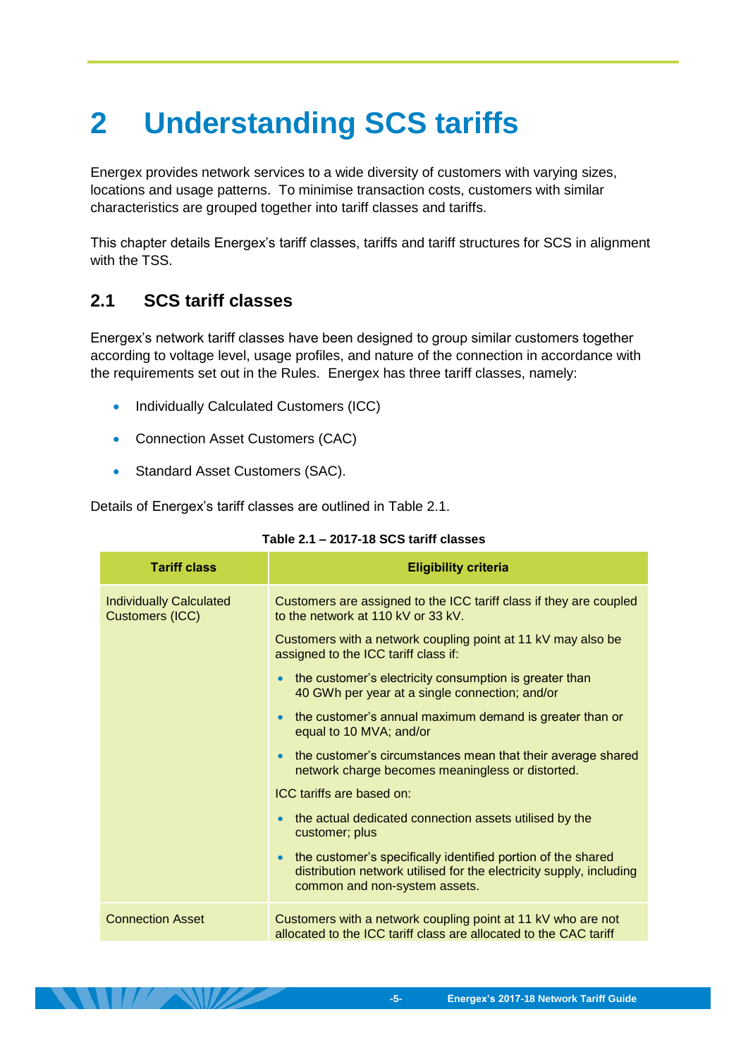# 2 Understanding SCS tariffs

Energex provides network services to a wide diversity of customers with varying sizes, locations and usage patterns. To minimise transaction costs, customers with similar characteristics are grouped together into tariff classes and tariffs.

This chapter details Energex's tariff classes, tariffs and tariff structures for SCS in alignment with the TSS.

## 2.1 SCS tariff classes

Energex's network tariff classes have been designed to group similar customers together according to voltage level, usage profiles, and nature of the connection in accordance with the requirements set out in the Rules. Energex has three tariff classes, namely:

- Individually Calculated Customers (ICC)
- Connection Asset Customers (CAC)
- Standard Asset Customers (SAC).

Details of Energex's tariff classes are outlined in Table 2.1.

**Table 2.1 – 2017-18 SCS tariff classes**

| Tariff class | Eligibility criteria |
|---|---|
| Individually Calculated Customers (ICC) | Customers are assigned to the ICC tariff class if they are coupled to the network at 110 kV or 33 kV.<br><br>Customers with a network coupling point at 11 kV may also be assigned to the ICC tariff class if:<br><br>• the customer's electricity consumption is greater than 40 GWh per year at a single connection; and/or<br>• the customer's annual maximum demand is greater than or equal to 10 MVA; and/or<br>• the customer's circumstances mean that their average shared network charge becomes meaningless or distorted.<br><br>ICC tariffs are based on:<br><br>• the actual dedicated connection assets utilised by the customer; plus<br>• the customer's specifically identified portion of the shared distribution network utilised for the electricity supply, including common and non-system assets. |
| Connection Asset | Customers with a network coupling point at 11 kV who are not allocated to the ICC tariff class are allocated to the CAC tariff |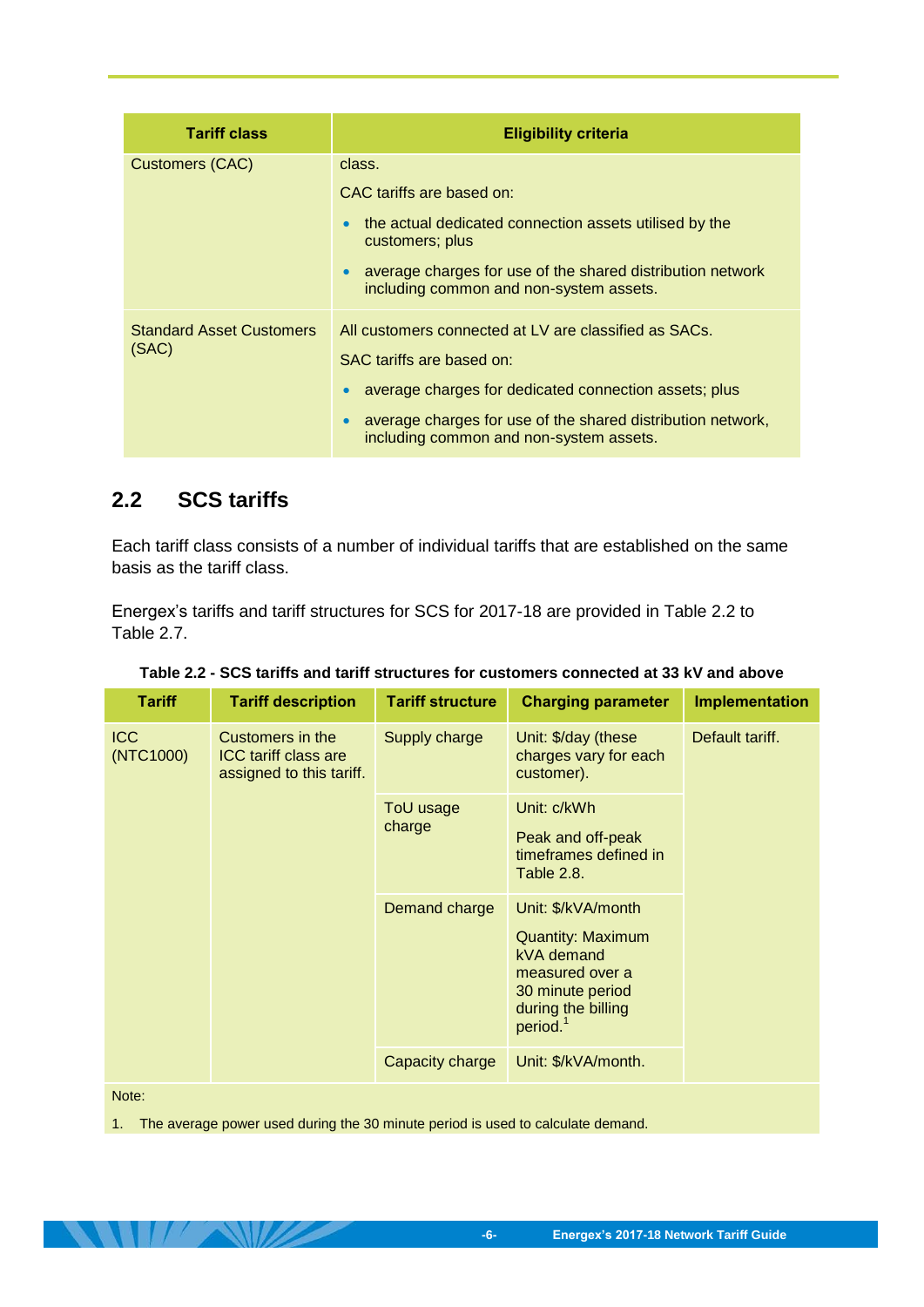| Tariff class | Eligibility criteria |
|---|---|
| Customers (CAC) | class.<br>CAC tariffs are based on:<br>• the actual dedicated connection assets utilised by the customers; plus<br>• average charges for use of the shared distribution network including common and non-system assets. |
| Standard Asset Customers (SAC) | All customers connected at LV are classified as SACs.<br>SAC tariffs are based on:<br>• average charges for dedicated connection assets; plus<br>• average charges for use of the shared distribution network, including common and non-system assets. |

## 2.2 SCS tariffs

Each tariff class consists of a number of individual tariffs that are established on the same basis as the tariff class.

Energex's tariffs and tariff structures for SCS for 2017-18 are provided in Table 2.2 to Table 2.7.

**Table 2.2 - SCS tariffs and tariff structures for customers connected at 33 kV and above**

| Tariff | Tariff description | Tariff structure | Charging parameter | Implementation |
|---|---|---|---|---|
| ICC (NTC1000) | Customers in the ICC tariff class are assigned to this tariff. | Supply charge | Unit: $/day (these charges vary for each customer). | Default tariff. |
| | | ToU usage charge | Unit: c/kWh<br>Peak and off-peak timeframes defined in Table 2.8. | |
| | | Demand charge | Unit: $/kVA/month<br>Quantity: Maximum kVA demand measured over a 30 minute period during the billing period.[1] | |
| | | Capacity charge | Unit: $/kVA/month. | |

Note:

1. The average power used during the 30 minute period is used to calculate demand.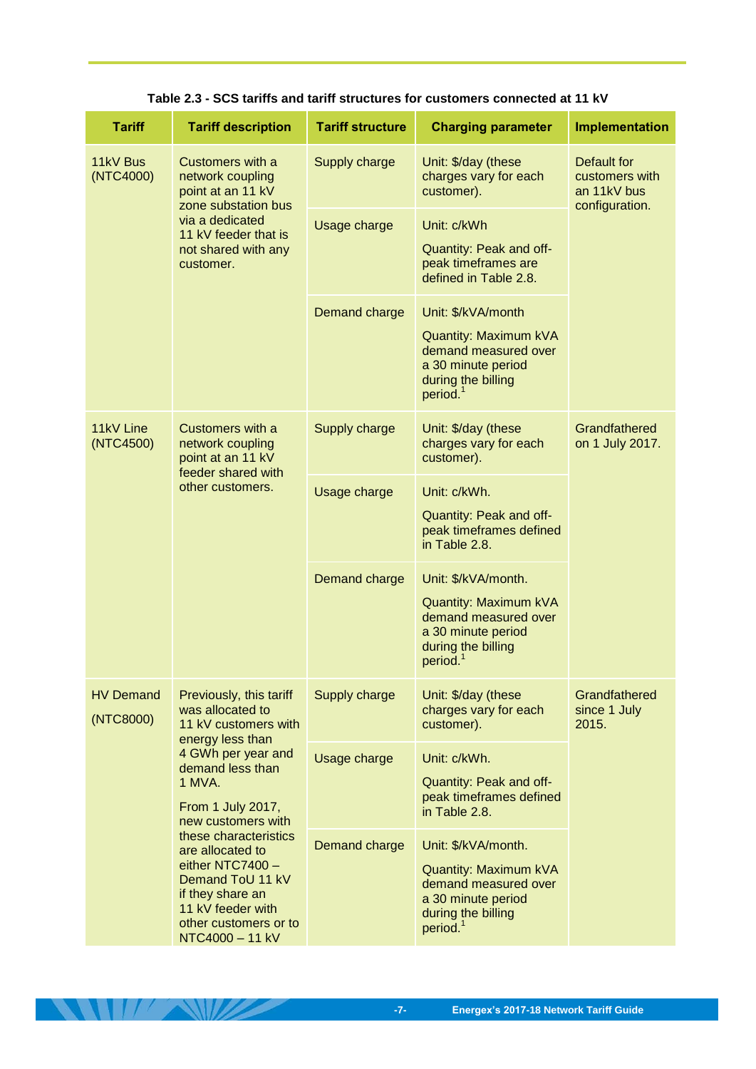**Table 2.3 - SCS tariffs and tariff structures for customers connected at 11 kV**

| Tariff | Tariff description | Tariff structure | Charging parameter | Implementation |
|---|---|---|---|---|
| 11kV Bus (NTC4000) | Customers with a network coupling point at an 11 kV zone substation bus via a dedicated 11 kV feeder that is not shared with any customer. | Supply charge | Unit: $/day (these charges vary for each customer). | Default for customers with an 11kV bus configuration. |
| | | Usage charge | Unit: c/kWh<br>Quantity: Peak and off-peak timeframes are defined in Table 2.8. | |
| | | Demand charge | Unit: $/kVA/month<br>Quantity: Maximum kVA demand measured over a 30 minute period during the billing period.[1] | |
| 11kV Line (NTC4500) | Customers with a network coupling point at an 11 kV feeder shared with other customers. | Supply charge | Unit: $/day (these charges vary for each customer). | Grandfathered on 1 July 2017. |
| | | Usage charge | Unit: c/kWh.<br>Quantity: Peak and off-peak timeframes defined in Table 2.8. | |
| | | Demand charge | Unit: $/kVA/month.<br>Quantity: Maximum kVA demand measured over a 30 minute period during the billing period.[1] | |
| HV Demand (NTC8000) | Previously, this tariff was allocated to 11 kV customers with energy less than 4 GWh per year and demand less than 1 MVA.<br>From 1 July 2017, new customers with these characteristics are allocated to either NTC7400 – Demand ToU 11 kV if they share an 11 kV feeder with other customers or to NTC4000 – 11 kV | Supply charge | Unit: $/day (these charges vary for each customer). | Grandfathered since 1 July 2015. |
| | | Usage charge | Unit: c/kWh.<br>Quantity: Peak and off-peak timeframes defined in Table 2.8. | |
| | | Demand charge | Unit: $/kVA/month.<br>Quantity: Maximum kVA demand measured over a 30 minute period during the billing period.[1] | |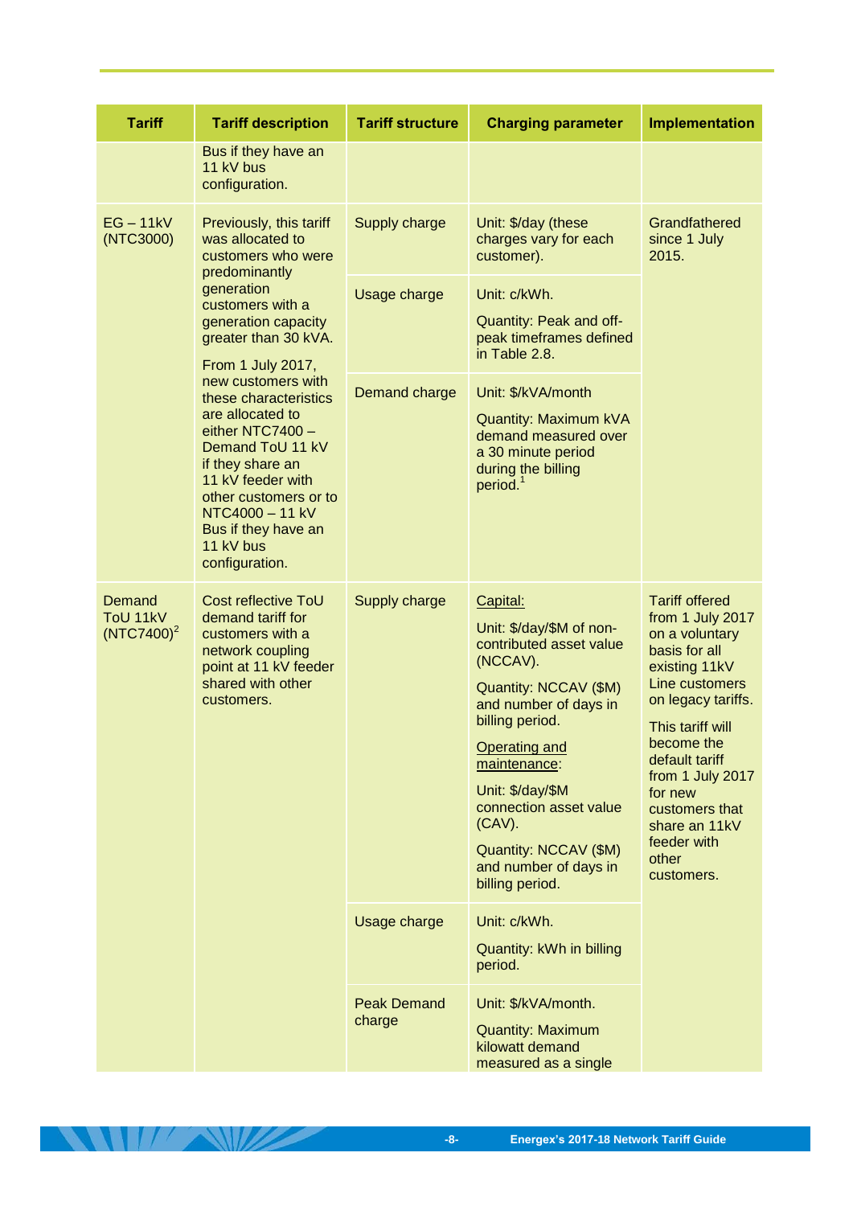| Tariff | Tariff description | Tariff structure | Charging parameter | Implementation |
|---|---|---|---|---|
| | Bus if they have an 11 kV bus configuration. | | | |
| EG – 11kV (NTC3000) | Previously, this tariff was allocated to customers who were predominantly generation customers with a generation capacity greater than 30 kVA.<br><br>From 1 July 2017, new customers with these characteristics are allocated to either NTC7400 – Demand ToU 11 kV if they share an 11 kV feeder with other customers or to NTC4000 – 11 kV Bus if they have an 11 kV bus configuration. | Supply charge | Unit: $/day (these charges vary for each customer). | Grandfathered since 1 July 2015. |
| | | Usage charge | Unit: c/kWh.<br><br>Quantity: Peak and off-peak timeframes defined in Table 2.8. | |
| | | Demand charge | Unit: $/kVA/month<br><br>Quantity: Maximum kVA demand measured over a 30 minute period during the billing period.[1] | |
| Demand ToU 11kV (NTC7400)[2] | Cost reflective ToU demand tariff for customers with a network coupling point at 11 kV feeder shared with other customers. | Supply charge | Capital:<br><br>Unit: $/day/$M of non-contributed asset value (NCCAV).<br><br>Quantity: NCCAV ($M) and number of days in billing period.<br><br>Operating and maintenance:<br><br>Unit: $/day/$M connection asset value (CAV).<br><br>Quantity: NCCAV ($M) and number of days in billing period. | Tariff offered from 1 July 2017 on a voluntary basis for all existing 11kV Line customers on legacy tariffs.<br><br>This tariff will become the default tariff from 1 July 2017 for new customers that share an 11kV feeder with other customers. |
| | | Usage charge | Unit: c/kWh.<br><br>Quantity: kWh in billing period. | |
| | | Peak Demand charge | Unit: $/kVA/month.<br><br>Quantity: Maximum kilowatt demand measured as a single | |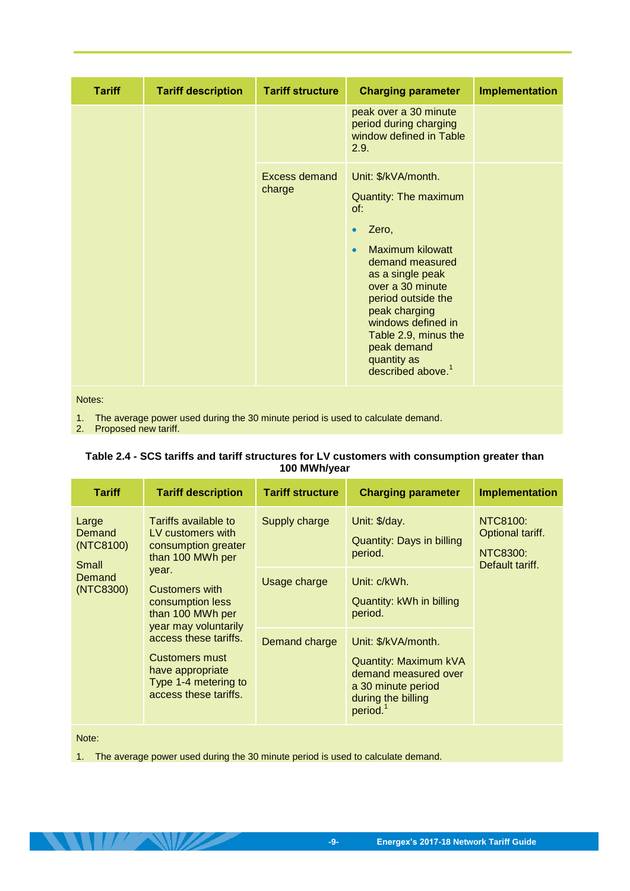| Tariff | Tariff description | Tariff structure | Charging parameter | Implementation |
|---|---|---|---|---|
| | | | peak over a 30 minute period during charging window defined in Table 2.9. | |
| | | Excess demand charge | Unit: $/kVA/month.<br><br>Quantity: The maximum of:<br><br>• Zero,<br>• Maximum kilowatt demand measured as a single peak over a 30 minute period outside the peak charging windows defined in Table 2.9, minus the peak demand quantity as described above.[1] | |

Notes:

1. The average power used during the 30 minute period is used to calculate demand.
2. Proposed new tariff.

**Table 2.4 - SCS tariffs and tariff structures for LV customers with consumption greater than 100 MWh/year**

| Tariff | Tariff description | Tariff structure | Charging parameter | Implementation |
|---|---|---|---|---|
| Large Demand (NTC8100)<br><br>Small Demand (NTC8300) | Tariffs available to LV customers with consumption greater than 100 MWh per year.<br><br>Customers with consumption less than 100 MWh per year may voluntarily access these tariffs.<br><br>Customers must have appropriate Type 1-4 metering to access these tariffs. | Supply charge | Unit: $/day.<br><br>Quantity: Days in billing period. | NTC8100: Optional tariff.<br><br>NTC8300: Default tariff. |
| | | Usage charge | Unit: c/kWh.<br><br>Quantity: kWh in billing period. | |
| | | Demand charge | Unit: $/kVA/month.<br><br>Quantity: Maximum kVA demand measured over a 30 minute period during the billing period.[1] | |

Note:

1. The average power used during the 30 minute period is used to calculate demand.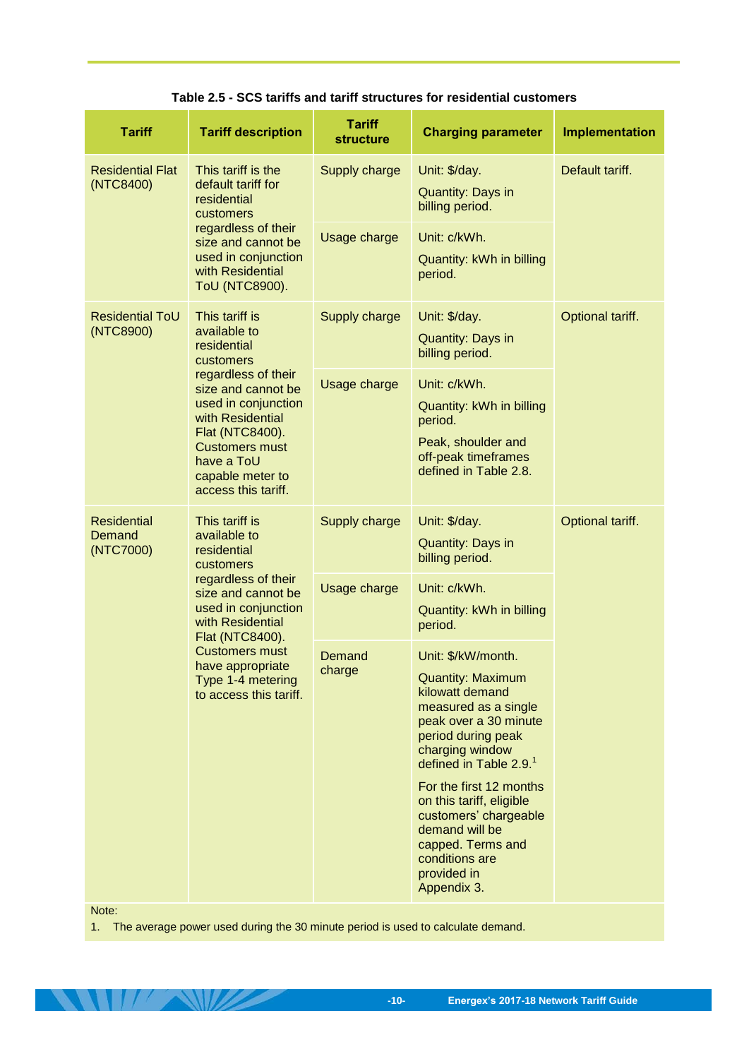**Table 2.5 - SCS tariffs and tariff structures for residential customers**

| Tariff | Tariff description | Tariff structure | Charging parameter | Implementation |
|---|---|---|---|---|
| Residential Flat (NTC8400) | This tariff is the default tariff for residential customers regardless of their size and cannot be used in conjunction with Residential ToU (NTC8900). | Supply charge | Unit: $/day. Quantity: Days in billing period. | Default tariff. |
| | | Usage charge | Unit: c/kWh. Quantity: kWh in billing period. | |
| Residential ToU (NTC8900) | This tariff is available to residential customers regardless of their size and cannot be used in conjunction with Residential Flat (NTC8400). Customers must have a ToU capable meter to access this tariff. | Supply charge | Unit: $/day. Quantity: Days in billing period. | Optional tariff. |
| | | Usage charge | Unit: c/kWh. Quantity: kWh in billing period. Peak, shoulder and off-peak timeframes defined in Table 2.8. | |
| Residential Demand (NTC7000) | This tariff is available to residential customers regardless of their size and cannot be used in conjunction with Residential Flat (NTC8400). Customers must have appropriate Type 1-4 metering to access this tariff. | Supply charge | Unit: $/day. Quantity: Days in billing period. | Optional tariff. |
| | | Usage charge | Unit: c/kWh. Quantity: kWh in billing period. | |
| | | Demand charge | Unit: $/kW/month. Quantity: Maximum kilowatt demand measured as a single peak over a 30 minute period during peak charging window defined in Table 2.9.[1] For the first 12 months on this tariff, eligible customers' chargeable demand will be capped. Terms and conditions are provided in Appendix 3. | |

Note:

1. The average power used during the 30 minute period is used to calculate demand.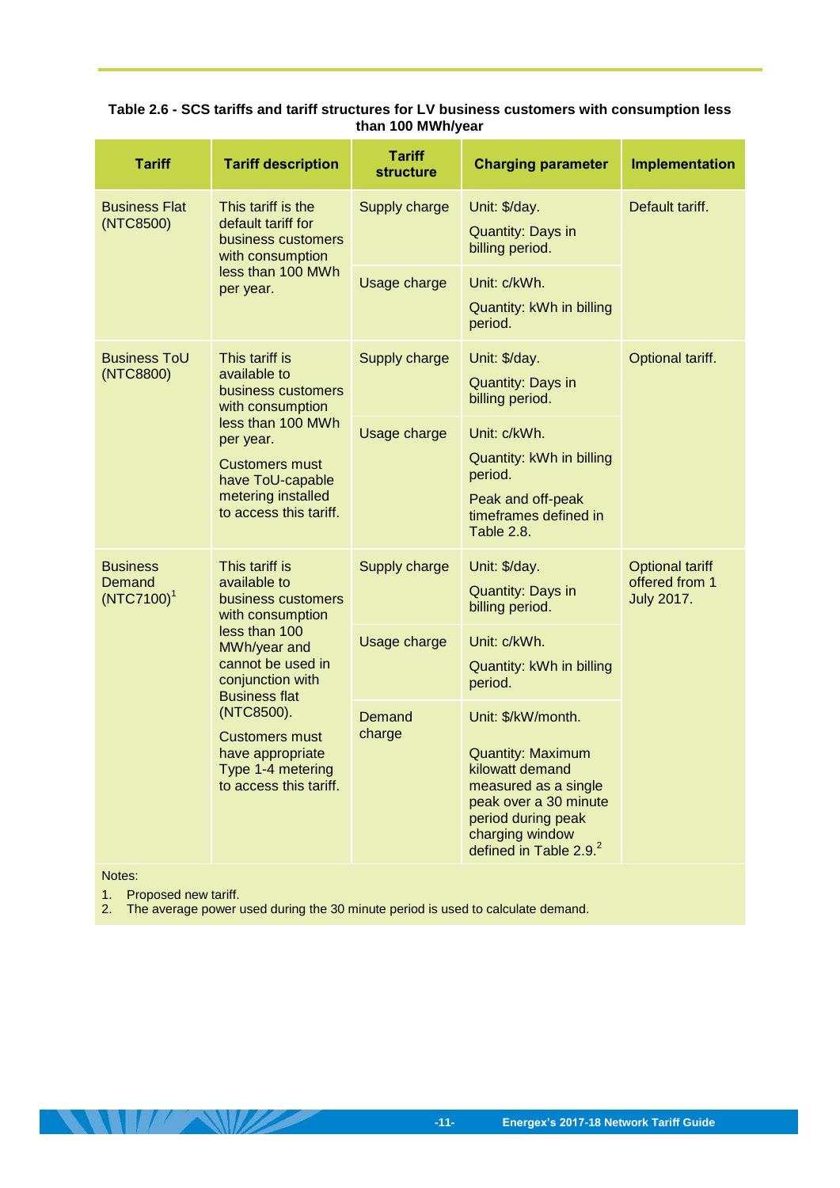**Table 2.6 - SCS tariffs and tariff structures for LV business customers with consumption less than 100 MWh/year**

| Tariff | Tariff description | Tariff structure | Charging parameter | Implementation |
|---|---|---|---|---|
| Business Flat (NTC8500) | This tariff is the default tariff for business customers with consumption less than 100 MWh per year. | Supply charge | Unit: $/day. Quantity: Days in billing period. | Default tariff. |
| | | Usage charge | Unit: c/kWh. Quantity: kWh in billing period. | |
| Business ToU (NTC8800) | This tariff is available to business customers with consumption less than 100 MWh per year. Customers must have ToU-capable metering installed to access this tariff. | Supply charge | Unit: $/day. Quantity: Days in billing period. | Optional tariff. |
| | | Usage charge | Unit: c/kWh. Quantity: kWh in billing period. Peak and off-peak timeframes defined in Table 2.8. | |
| Business Demand (NTC7100)[1] | This tariff is available to business customers with consumption less than 100 MWh/year and cannot be used in conjunction with Business flat (NTC8500). Customers must have appropriate Type 1-4 metering to access this tariff. | Supply charge | Unit: $/day. Quantity: Days in billing period. | Optional tariff offered from 1 July 2017. |
| | | Usage charge | Unit: c/kWh. Quantity: kWh in billing period. | |
| | | Demand charge | Unit: $/kW/month. Quantity: Maximum kilowatt demand measured as a single peak over a 30 minute period during peak charging window defined in Table 2.9.[2] | |

Notes:

1. Proposed new tariff.
2. The average power used during the 30 minute period is used to calculate demand.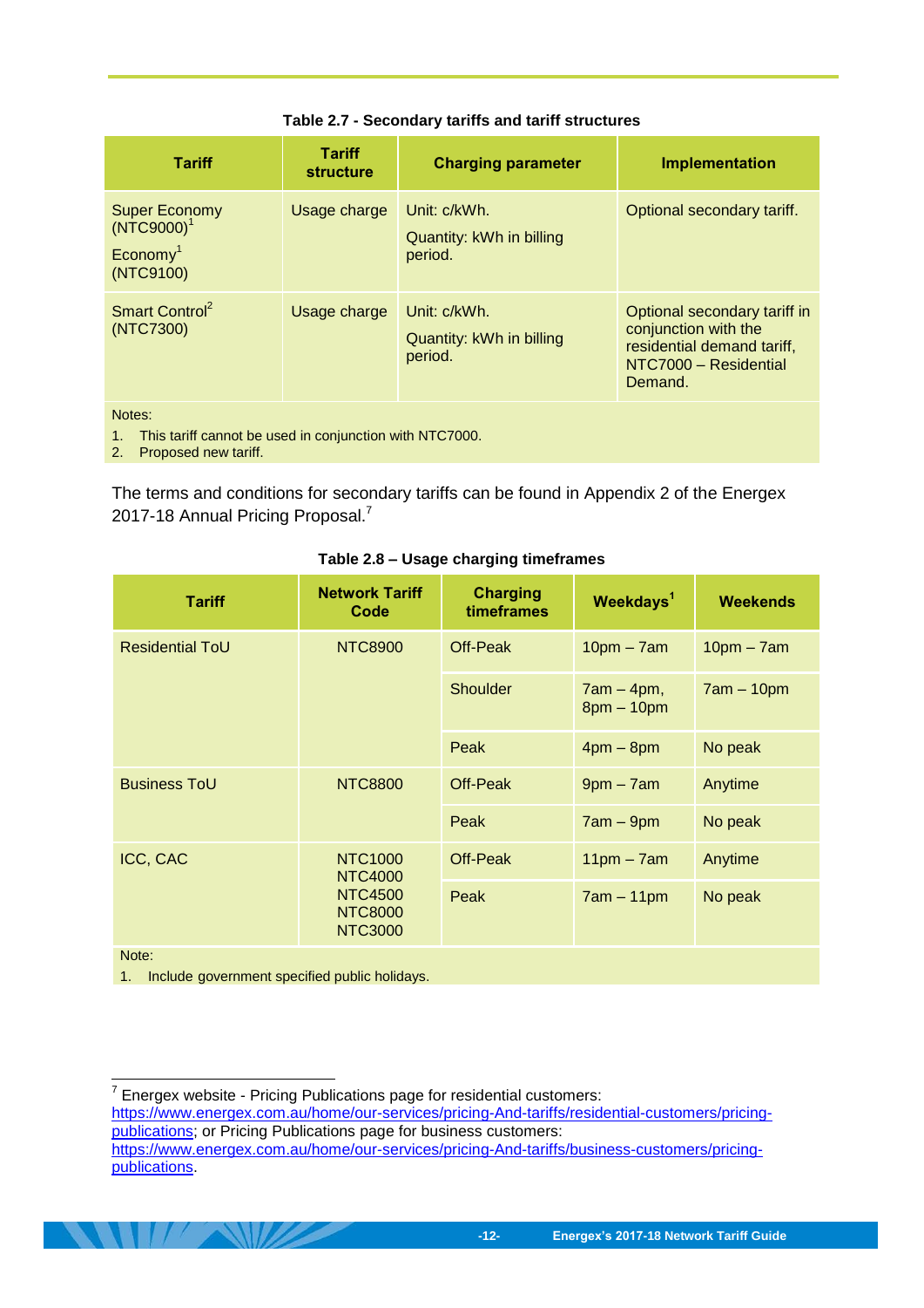**Table 2.7 - Secondary tariffs and tariff structures**

| Tariff | Tariff structure | Charging parameter | Implementation |
|---|---|---|---|
| Super Economy (NTC9000)[1] Economy[1] (NTC9100) | Usage charge | Unit: c/kWh. Quantity: kWh in billing period. | Optional secondary tariff. |
| Smart Control[2] (NTC7300) | Usage charge | Unit: c/kWh. Quantity: kWh in billing period. | Optional secondary tariff in conjunction with the residential demand tariff, NTC7000 – Residential Demand. |

Notes:
1. This tariff cannot be used in conjunction with NTC7000.
2. Proposed new tariff.

The terms and conditions for secondary tariffs can be found in Appendix 2 of the Energex 2017-18 Annual Pricing Proposal.[7]

**Table 2.8 – Usage charging timeframes**

| Tariff | Network Tariff Code | Charging timeframes | Weekdays[1] | Weekends |
|---|---|---|---|---|
| Residential ToU | NTC8900 | Off-Peak | 10pm – 7am | 10pm – 7am |
| | | Shoulder | 7am – 4pm, 8pm – 10pm | 7am – 10pm |
| | | Peak | 4pm – 8pm | No peak |
| Business ToU | NTC8800 | Off-Peak | 9pm – 7am | Anytime |
| | | Peak | 7am – 9pm | No peak |
| ICC, CAC | NTC1000 NTC4000 NTC4500 NTC8000 NTC3000 | Off-Peak | 11pm – 7am | Anytime |
| | | Peak | 7am – 11pm | No peak |

Note:
1. Include government specified public holidays.

---

[7] Energex website - Pricing Publications page for residential customers: https://www.energex.com.au/home/our-services/pricing-And-tariffs/residential-customers/pricing-publications; or Pricing Publications page for business customers: https://www.energex.com.au/home/our-services/pricing-And-tariffs/business-customers/pricing-publications.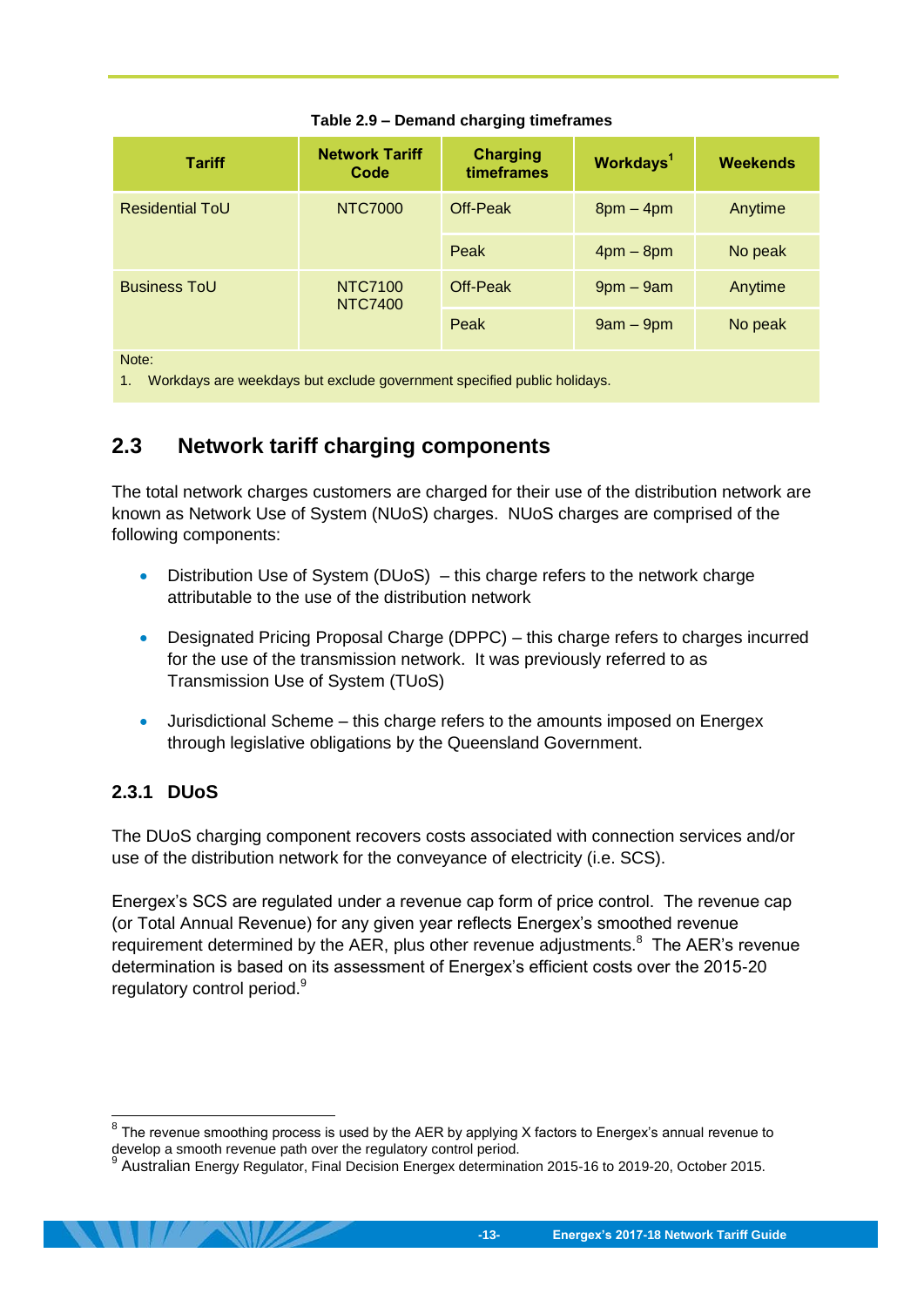**Table 2.9 – Demand charging timeframes**

| Tariff | Network Tariff Code | Charging timeframes | Workdays[1] | Weekends |
|---|---|---|---|---|
| Residential ToU | NTC7000 | Off-Peak | 8pm – 4pm | Anytime |
| | | Peak | 4pm – 8pm | No peak |
| Business ToU | NTC7100 NTC7400 | Off-Peak | 9pm – 9am | Anytime |
| | | Peak | 9am – 9pm | No peak |

Note:
1. Workdays are weekdays but exclude government specified public holidays.

## 2.3 Network tariff charging components

The total network charges customers are charged for their use of the distribution network are known as Network Use of System (NUoS) charges. NUoS charges are comprised of the following components:

- Distribution Use of System (DUoS) – this charge refers to the network charge attributable to the use of the distribution network
- Designated Pricing Proposal Charge (DPPC) – this charge refers to charges incurred for the use of the transmission network. It was previously referred to as Transmission Use of System (TUoS)
- Jurisdictional Scheme – this charge refers to the amounts imposed on Energex through legislative obligations by the Queensland Government.

### 2.3.1 DUoS

The DUoS charging component recovers costs associated with connection services and/or use of the distribution network for the conveyance of electricity (i.e. SCS).

Energex's SCS are regulated under a revenue cap form of price control. The revenue cap (or Total Annual Revenue) for any given year reflects Energex's smoothed revenue requirement determined by the AER, plus other revenue adjustments.[8] The AER's revenue determination is based on its assessment of Energex's efficient costs over the 2015-20 regulatory control period.[9]

---

[8] The revenue smoothing process is used by the AER by applying X factors to Energex's annual revenue to develop a smooth revenue path over the regulatory control period.

[9] Australian Energy Regulator, Final Decision Energex determination 2015-16 to 2019-20, October 2015.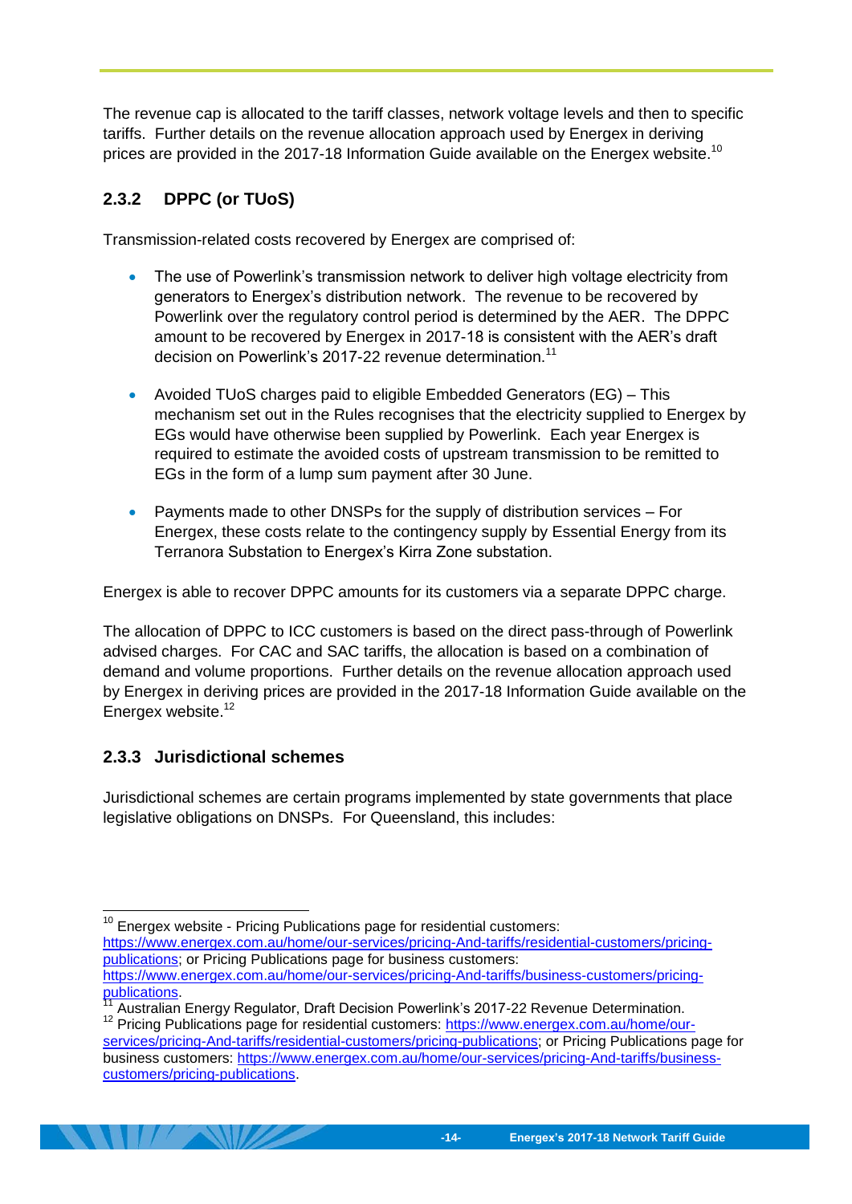The revenue cap is allocated to the tariff classes, network voltage levels and then to specific tariffs. Further details on the revenue allocation approach used by Energex in deriving prices are provided in the 2017-18 Information Guide available on the Energex website.[10]

### 2.3.2 DPPC (or TUoS)

Transmission-related costs recovered by Energex are comprised of:

- The use of Powerlink's transmission network to deliver high voltage electricity from generators to Energex's distribution network. The revenue to be recovered by Powerlink over the regulatory control period is determined by the AER. The DPPC amount to be recovered by Energex in 2017-18 is consistent with the AER's draft decision on Powerlink's 2017-22 revenue determination.[11]

- Avoided TUoS charges paid to eligible Embedded Generators (EG) – This mechanism set out in the Rules recognises that the electricity supplied to Energex by EGs would have otherwise been supplied by Powerlink. Each year Energex is required to estimate the avoided costs of upstream transmission to be remitted to EGs in the form of a lump sum payment after 30 June.

- Payments made to other DNSPs for the supply of distribution services – For Energex, these costs relate to the contingency supply by Essential Energy from its Terranora Substation to Energex's Kirra Zone substation.

Energex is able to recover DPPC amounts for its customers via a separate DPPC charge.

The allocation of DPPC to ICC customers is based on the direct pass-through of Powerlink advised charges. For CAC and SAC tariffs, the allocation is based on a combination of demand and volume proportions. Further details on the revenue allocation approach used by Energex in deriving prices are provided in the 2017-18 Information Guide available on the Energex website.[12]

### 2.3.3 Jurisdictional schemes

Jurisdictional schemes are certain programs implemented by state governments that place legislative obligations on DNSPs. For Queensland, this includes:

---

[10] Energex website - Pricing Publications page for residential customers: https://www.energex.com.au/home/our-services/pricing-And-tariffs/residential-customers/pricing-publications; or Pricing Publications page for business customers: https://www.energex.com.au/home/our-services/pricing-And-tariffs/business-customers/pricing-publications.

[11] Australian Energy Regulator, Draft Decision Powerlink's 2017-22 Revenue Determination.

[12] Pricing Publications page for residential customers: https://www.energex.com.au/home/our-services/pricing-And-tariffs/residential-customers/pricing-publications; or Pricing Publications page for business customers: https://www.energex.com.au/home/our-services/pricing-And-tariffs/business-customers/pricing-publications.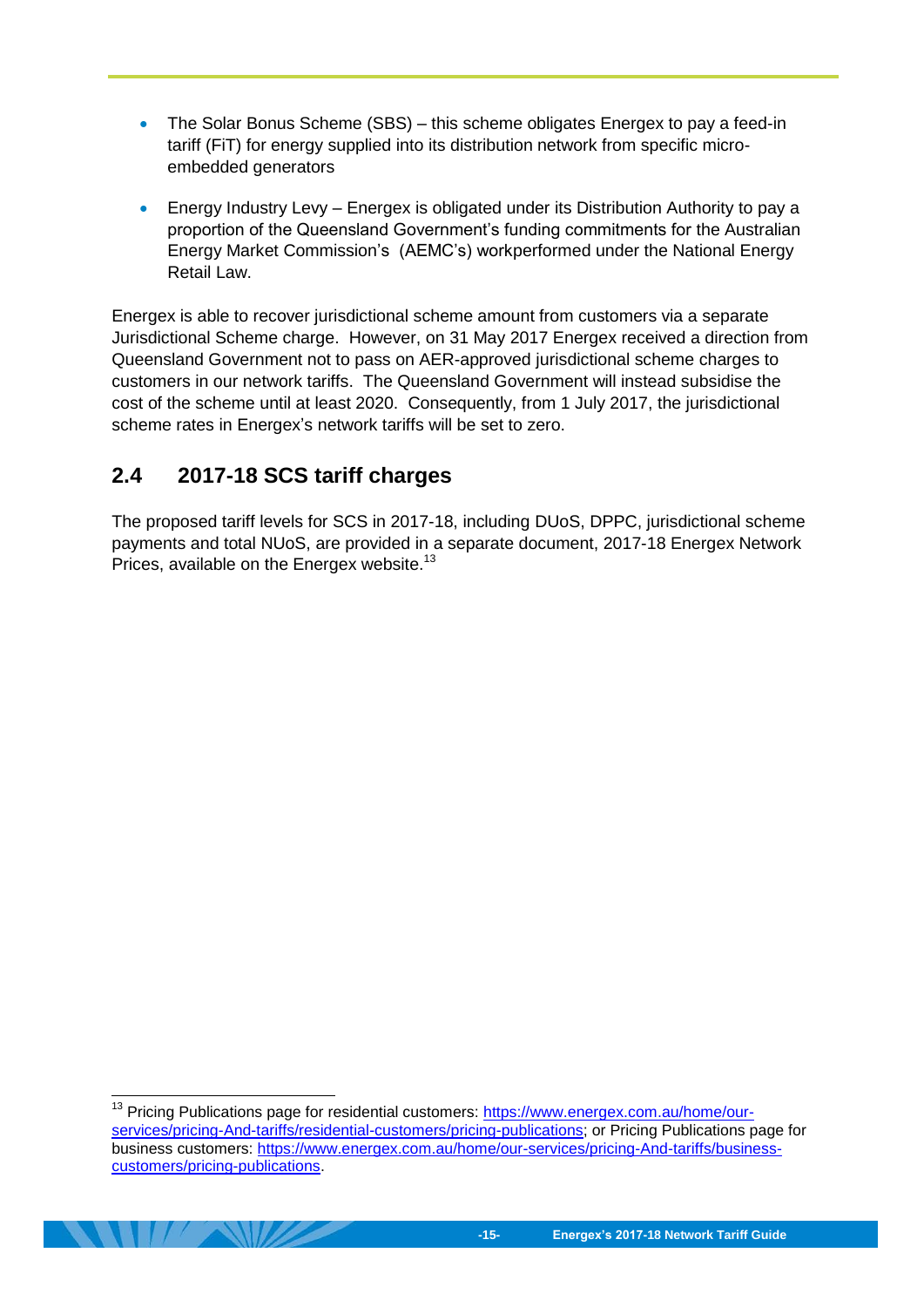- The Solar Bonus Scheme (SBS) – this scheme obligates Energex to pay a feed-in tariff (FiT) for energy supplied into its distribution network from specific micro-embedded generators

- Energy Industry Levy – Energex is obligated under its Distribution Authority to pay a proportion of the Queensland Government's funding commitments for the Australian Energy Market Commission's (AEMC's) workperformed under the National Energy Retail Law.

Energex is able to recover jurisdictional scheme amount from customers via a separate Jurisdictional Scheme charge. However, on 31 May 2017 Energex received a direction from Queensland Government not to pass on AER-approved jurisdictional scheme charges to customers in our network tariffs. The Queensland Government will instead subsidise the cost of the scheme until at least 2020. Consequently, from 1 July 2017, the jurisdictional scheme rates in Energex's network tariffs will be set to zero.

## 2.4 2017-18 SCS tariff charges

The proposed tariff levels for SCS in 2017-18, including DUoS, DPPC, jurisdictional scheme payments and total NUoS, are provided in a separate document, 2017-18 Energex Network Prices, available on the Energex website.[13]

[13] Pricing Publications page for residential customers: https://www.energex.com.au/home/our-services/pricing-And-tariffs/residential-customers/pricing-publications; or Pricing Publications page for business customers: https://www.energex.com.au/home/our-services/pricing-And-tariffs/business-customers/pricing-publications.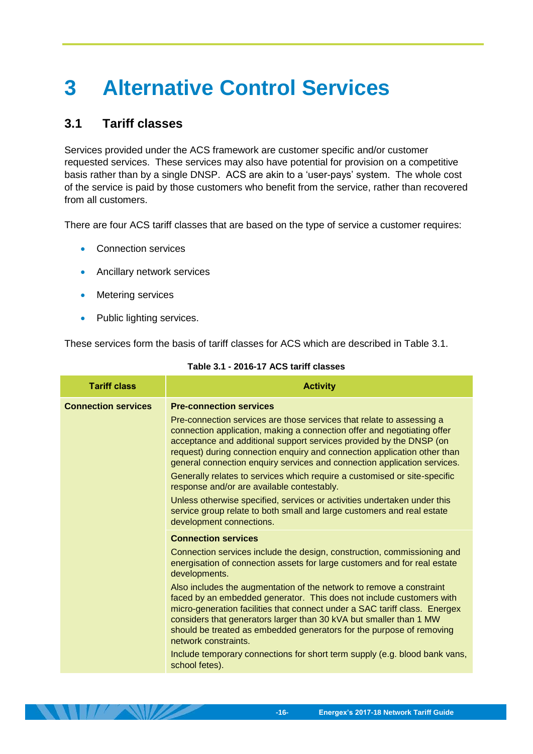# 3 Alternative Control Services

## 3.1 Tariff classes

Services provided under the ACS framework are customer specific and/or customer requested services. These services may also have potential for provision on a competitive basis rather than by a single DNSP. ACS are akin to a 'user-pays' system. The whole cost of the service is paid by those customers who benefit from the service, rather than recovered from all customers.

There are four ACS tariff classes that are based on the type of service a customer requires:

- Connection services
- Ancillary network services
- Metering services
- Public lighting services.

These services form the basis of tariff classes for ACS which are described in Table 3.1.

**Table 3.1 - 2016-17 ACS tariff classes**

| Tariff class | Activity |
|---|---|
| **Connection services** | **Pre-connection services**<br>Pre-connection services are those services that relate to assessing a connection application, making a connection offer and negotiating offer acceptance and additional support services provided by the DNSP (on request) during connection enquiry and connection application other than general connection enquiry services and connection application services.<br>Generally relates to services which require a customised or site-specific response and/or are available contestably.<br>Unless otherwise specified, services or activities undertaken under this service group relate to both small and large customers and real estate development connections. |
| | **Connection services**<br>Connection services include the design, construction, commissioning and energisation of connection assets for large customers and for real estate developments.<br>Also includes the augmentation of the network to remove a constraint faced by an embedded generator. This does not include customers with micro-generation facilities that connect under a SAC tariff class. Energex considers that generators larger than 30 kVA but smaller than 1 MW should be treated as embedded generators for the purpose of removing network constraints.<br>Include temporary connections for short term supply (e.g. blood bank vans, school fetes). |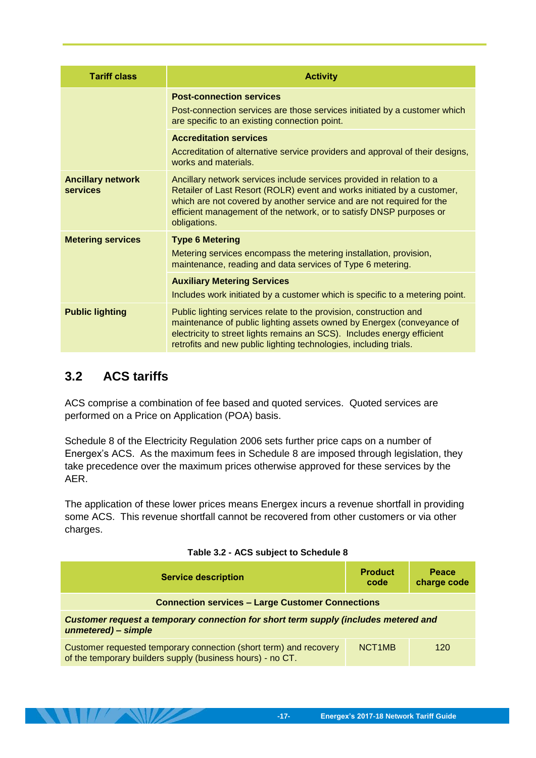| Tariff class | Activity |
|---|---|
| | **Post-connection services**<br>Post-connection services are those services initiated by a customer which are specific to an existing connection point. |
| | **Accreditation services**<br>Accreditation of alternative service providers and approval of their designs, works and materials. |
| **Ancillary network services** | Ancillary network services include services provided in relation to a Retailer of Last Resort (ROLR) event and works initiated by a customer, which are not covered by another service and are not required for the efficient management of the network, or to satisfy DNSP purposes or obligations. |
| **Metering services** | **Type 6 Metering**<br>Metering services encompass the metering installation, provision, maintenance, reading and data services of Type 6 metering. |
| | **Auxiliary Metering Services**<br>Includes work initiated by a customer which is specific to a metering point. |
| **Public lighting** | Public lighting services relate to the provision, construction and maintenance of public lighting assets owned by Energex (conveyance of electricity to street lights remains an SCS). Includes energy efficient retrofits and new public lighting technologies, including trials. |

## 3.2 ACS tariffs

ACS comprise a combination of fee based and quoted services. Quoted services are performed on a Price on Application (POA) basis.

Schedule 8 of the Electricity Regulation 2006 sets further price caps on a number of Energex's ACS. As the maximum fees in Schedule 8 are imposed through legislation, they take precedence over the maximum prices otherwise approved for these services by the AER.

The application of these lower prices means Energex incurs a revenue shortfall in providing some ACS. This revenue shortfall cannot be recovered from other customers or via other charges.

**Table 3.2 - ACS subject to Schedule 8**

| Service description | Product code | Peace charge code |
|---|---|---|
| **Connection services – Large Customer Connections** | | |
| ***Customer request a temporary connection for short term supply (includes metered and unmetered) – simple*** | | |
| Customer requested temporary connection (short term) and recovery of the temporary builders supply (business hours) - no CT. | NCT1MB | 120 |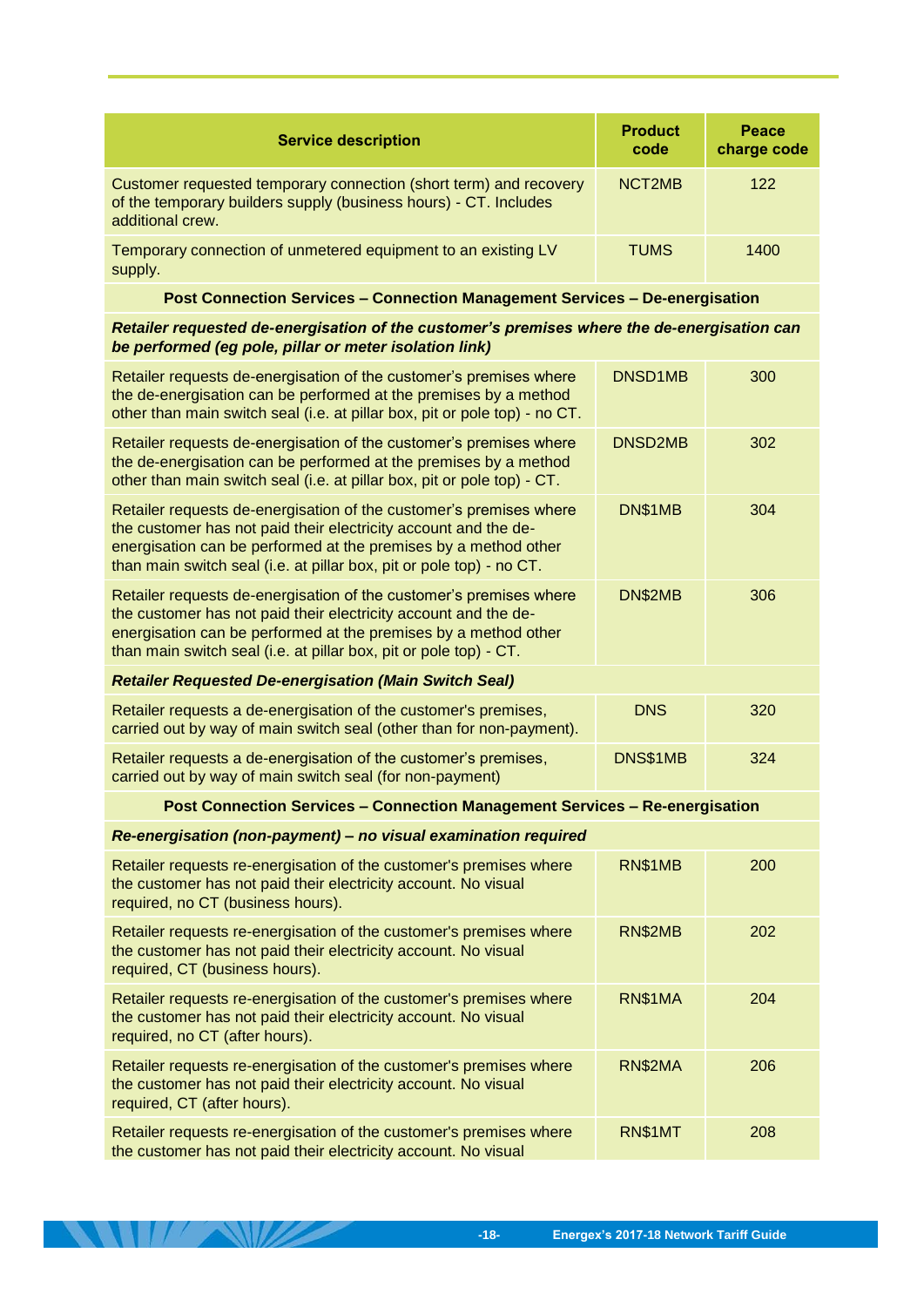| Service description | Product code | Peace charge code |
|---|---|---|
| Customer requested temporary connection (short term) and recovery of the temporary builders supply (business hours) - CT. Includes additional crew. | NCT2MB | 122 |
| Temporary connection of unmetered equipment to an existing LV supply. | TUMS | 1400 |
| **Post Connection Services – Connection Management Services – De-energisation** | | |
| ***Retailer requested de-energisation of the customer's premises where the de-energisation can be performed (eg pole, pillar or meter isolation link)*** | | |
| Retailer requests de-energisation of the customer's premises where the de-energisation can be performed at the premises by a method other than main switch seal (i.e. at pillar box, pit or pole top) - no CT. | DNSD1MB | 300 |
| Retailer requests de-energisation of the customer's premises where the de-energisation can be performed at the premises by a method other than main switch seal (i.e. at pillar box, pit or pole top) - CT. | DNSD2MB | 302 |
| Retailer requests de-energisation of the customer's premises where the customer has not paid their electricity account and the de-energisation can be performed at the premises by a method other than main switch seal (i.e. at pillar box, pit or pole top) - no CT. | DN$1MB | 304 |
| Retailer requests de-energisation of the customer's premises where the customer has not paid their electricity account and the de-energisation can be performed at the premises by a method other than main switch seal (i.e. at pillar box, pit or pole top) - CT. | DN$2MB | 306 |
| ***Retailer Requested De-energisation (Main Switch Seal)*** | | |
| Retailer requests a de-energisation of the customer's premises, carried out by way of main switch seal (other than for non-payment). | DNS | 320 |
| Retailer requests a de-energisation of the customer's premises, carried out by way of main switch seal (for non-payment) | DNS$1MB | 324 |
| **Post Connection Services – Connection Management Services – Re-energisation** | | |
| ***Re-energisation (non-payment) – no visual examination required*** | | |
| Retailer requests re-energisation of the customer's premises where the customer has not paid their electricity account. No visual required, no CT (business hours). | RN$1MB | 200 |
| Retailer requests re-energisation of the customer's premises where the customer has not paid their electricity account. No visual required, CT (business hours). | RN$2MB | 202 |
| Retailer requests re-energisation of the customer's premises where the customer has not paid their electricity account. No visual required, no CT (after hours). | RN$1MA | 204 |
| Retailer requests re-energisation of the customer's premises where the customer has not paid their electricity account. No visual required, CT (after hours). | RN$2MA | 206 |
| Retailer requests re-energisation of the customer's premises where the customer has not paid their electricity account. No visual | RN$1MT | 208 |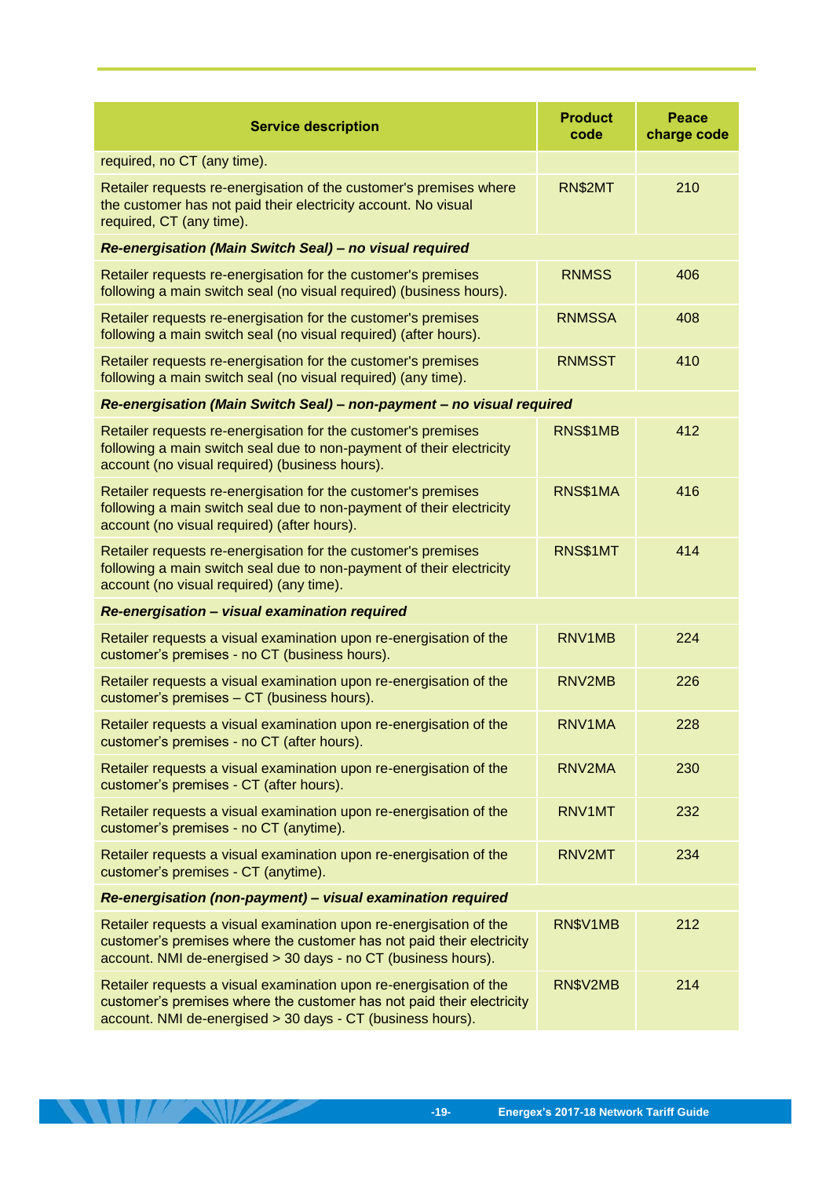| Service description | Product code | Peace charge code |
|---|---|---|
| required, no CT (any time). | | |
| Retailer requests re-energisation of the customer's premises where the customer has not paid their electricity account. No visual required, CT (any time). | RN$2MT | 210 |
| ***Re-energisation (Main Switch Seal) – no visual required*** | | |
| Retailer requests re-energisation for the customer's premises following a main switch seal (no visual required) (business hours). | RNMSS | 406 |
| Retailer requests re-energisation for the customer's premises following a main switch seal (no visual required) (after hours). | RNMSSA | 408 |
| Retailer requests re-energisation for the customer's premises following a main switch seal (no visual required) (any time). | RNMSST | 410 |
| ***Re-energisation (Main Switch Seal) – non-payment – no visual required*** | | |
| Retailer requests re-energisation for the customer's premises following a main switch seal due to non-payment of their electricity account (no visual required) (business hours). | RNS$1MB | 412 |
| Retailer requests re-energisation for the customer's premises following a main switch seal due to non-payment of their electricity account (no visual required) (after hours). | RNS$1MA | 416 |
| Retailer requests re-energisation for the customer's premises following a main switch seal due to non-payment of their electricity account (no visual required) (any time). | RNS$1MT | 414 |
| ***Re-energisation – visual examination required*** | | |
| Retailer requests a visual examination upon re-energisation of the customer's premises - no CT (business hours). | RNV1MB | 224 |
| Retailer requests a visual examination upon re-energisation of the customer's premises – CT (business hours). | RNV2MB | 226 |
| Retailer requests a visual examination upon re-energisation of the customer's premises - no CT (after hours). | RNV1MA | 228 |
| Retailer requests a visual examination upon re-energisation of the customer's premises - CT (after hours). | RNV2MA | 230 |
| Retailer requests a visual examination upon re-energisation of the customer's premises - no CT (anytime). | RNV1MT | 232 |
| Retailer requests a visual examination upon re-energisation of the customer's premises - CT (anytime). | RNV2MT | 234 |
| ***Re-energisation (non-payment) – visual examination required*** | | |
| Retailer requests a visual examination upon re-energisation of the customer's premises where the customer has not paid their electricity account. NMI de-energised > 30 days - no CT (business hours). | RN$V1MB | 212 |
| Retailer requests a visual examination upon re-energisation of the customer's premises where the customer has not paid their electricity account. NMI de-energised > 30 days - CT (business hours). | RN$V2MB | 214 |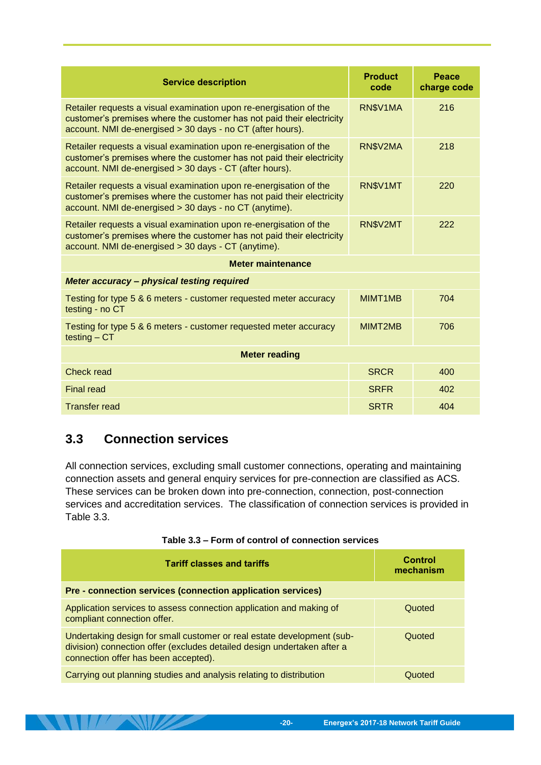| Service description | Product code | Peace charge code |
|---|---|---|
| Retailer requests a visual examination upon re-energisation of the customer's premises where the customer has not paid their electricity account. NMI de-energised > 30 days - no CT (after hours). | RN$V1MA | 216 |
| Retailer requests a visual examination upon re-energisation of the customer's premises where the customer has not paid their electricity account. NMI de-energised > 30 days - CT (after hours). | RN$V2MA | 218 |
| Retailer requests a visual examination upon re-energisation of the customer's premises where the customer has not paid their electricity account. NMI de-energised > 30 days - no CT (anytime). | RN$V1MT | 220 |
| Retailer requests a visual examination upon re-energisation of the customer's premises where the customer has not paid their electricity account. NMI de-energised > 30 days - CT (anytime). | RN$V2MT | 222 |
| **Meter maintenance** | | |
| ***Meter accuracy – physical testing required*** | | |
| Testing for type 5 & 6 meters - customer requested meter accuracy testing - no CT | MIMT1MB | 704 |
| Testing for type 5 & 6 meters - customer requested meter accuracy testing – CT | MIMT2MB | 706 |
| **Meter reading** | | |
| Check read | SRCR | 400 |
| Final read | SRFR | 402 |
| Transfer read | SRTR | 404 |

## 3.3 Connection services

All connection services, excluding small customer connections, operating and maintaining connection assets and general enquiry services for pre-connection are classified as ACS. These services can be broken down into pre-connection, connection, post-connection services and accreditation services. The classification of connection services is provided in Table 3.3.

**Table 3.3 – Form of control of connection services**

| Tariff classes and tariffs | Control mechanism |
|---|---|
| **Pre - connection services (connection application services)** | |
| Application services to assess connection application and making of compliant connection offer. | Quoted |
| Undertaking design for small customer or real estate development (sub-division) connection offer (excludes detailed design undertaken after a connection offer has been accepted). | Quoted |
| Carrying out planning studies and analysis relating to distribution | Quoted |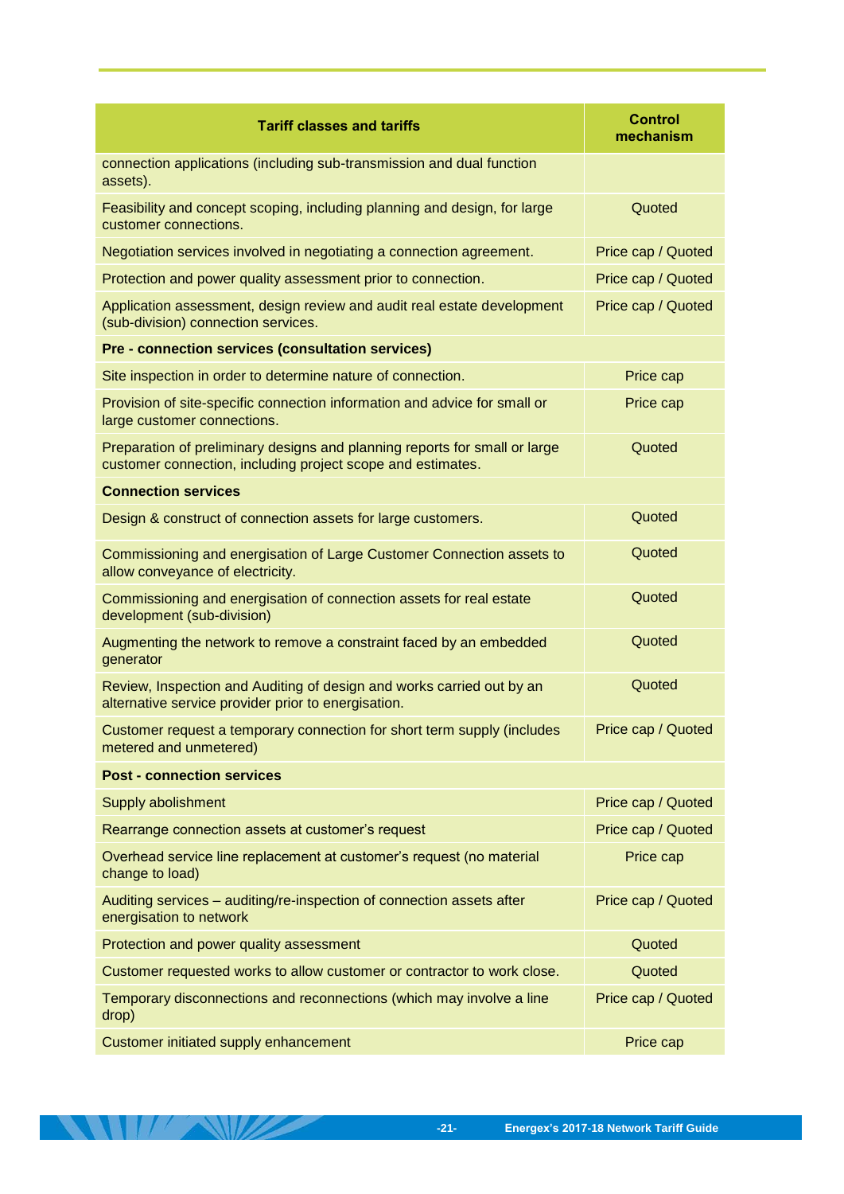| Tariff classes and tariffs | Control mechanism |
| --- | --- |
| connection applications (including sub-transmission and dual function assets). | |
| Feasibility and concept scoping, including planning and design, for large customer connections. | Quoted |
| Negotiation services involved in negotiating a connection agreement. | Price cap / Quoted |
| Protection and power quality assessment prior to connection. | Price cap / Quoted |
| Application assessment, design review and audit real estate development (sub-division) connection services. | Price cap / Quoted |
| **Pre - connection services (consultation services)** | |
| Site inspection in order to determine nature of connection. | Price cap |
| Provision of site-specific connection information and advice for small or large customer connections. | Price cap |
| Preparation of preliminary designs and planning reports for small or large customer connection, including project scope and estimates. | Quoted |
| **Connection services** | |
| Design & construct of connection assets for large customers. | Quoted |
| Commissioning and energisation of Large Customer Connection assets to allow conveyance of electricity. | Quoted |
| Commissioning and energisation of connection assets for real estate development (sub-division) | Quoted |
| Augmenting the network to remove a constraint faced by an embedded generator | Quoted |
| Review, Inspection and Auditing of design and works carried out by an alternative service provider prior to energisation. | Quoted |
| Customer request a temporary connection for short term supply (includes metered and unmetered) | Price cap / Quoted |
| **Post - connection services** | |
| Supply abolishment | Price cap / Quoted |
| Rearrange connection assets at customer's request | Price cap / Quoted |
| Overhead service line replacement at customer's request (no material change to load) | Price cap |
| Auditing services – auditing/re-inspection of connection assets after energisation to network | Price cap / Quoted |
| Protection and power quality assessment | Quoted |
| Customer requested works to allow customer or contractor to work close. | Quoted |
| Temporary disconnections and reconnections (which may involve a line drop) | Price cap / Quoted |
| Customer initiated supply enhancement | Price cap |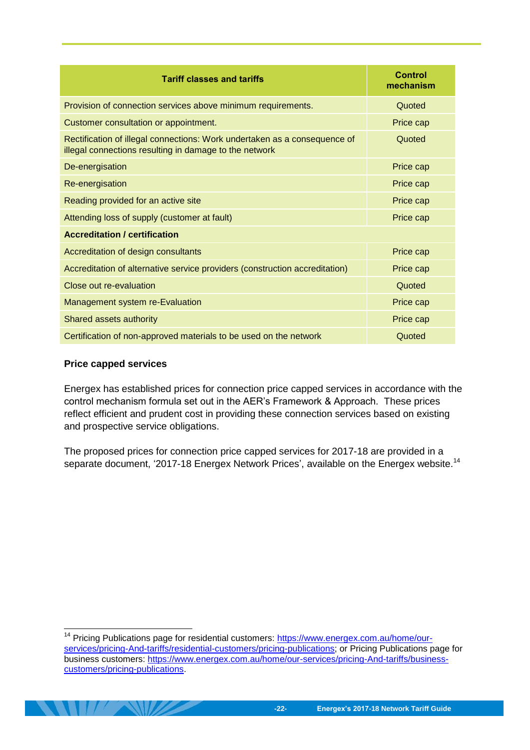| Tariff classes and tariffs | Control mechanism |
| --- | --- |
| Provision of connection services above minimum requirements. | Quoted |
| Customer consultation or appointment. | Price cap |
| Rectification of illegal connections: Work undertaken as a consequence of illegal connections resulting in damage to the network | Quoted |
| De-energisation | Price cap |
| Re-energisation | Price cap |
| Reading provided for an active site | Price cap |
| Attending loss of supply (customer at fault) | Price cap |
| **Accreditation / certification** | |
| Accreditation of design consultants | Price cap |
| Accreditation of alternative service providers (construction accreditation) | Price cap |
| Close out re-evaluation | Quoted |
| Management system re-Evaluation | Price cap |
| Shared assets authority | Price cap |
| Certification of non-approved materials to be used on the network | Quoted |

**Price capped services**

Energex has established prices for connection price capped services in accordance with the control mechanism formula set out in the AER's Framework & Approach. These prices reflect efficient and prudent cost in providing these connection services based on existing and prospective service obligations.

The proposed prices for connection price capped services for 2017-18 are provided in a separate document, '2017-18 Energex Network Prices', available on the Energex website.[14]

[14] Pricing Publications page for residential customers: https://www.energex.com.au/home/our-services/pricing-And-tariffs/residential-customers/pricing-publications; or Pricing Publications page for business customers: https://www.energex.com.au/home/our-services/pricing-And-tariffs/business-customers/pricing-publications.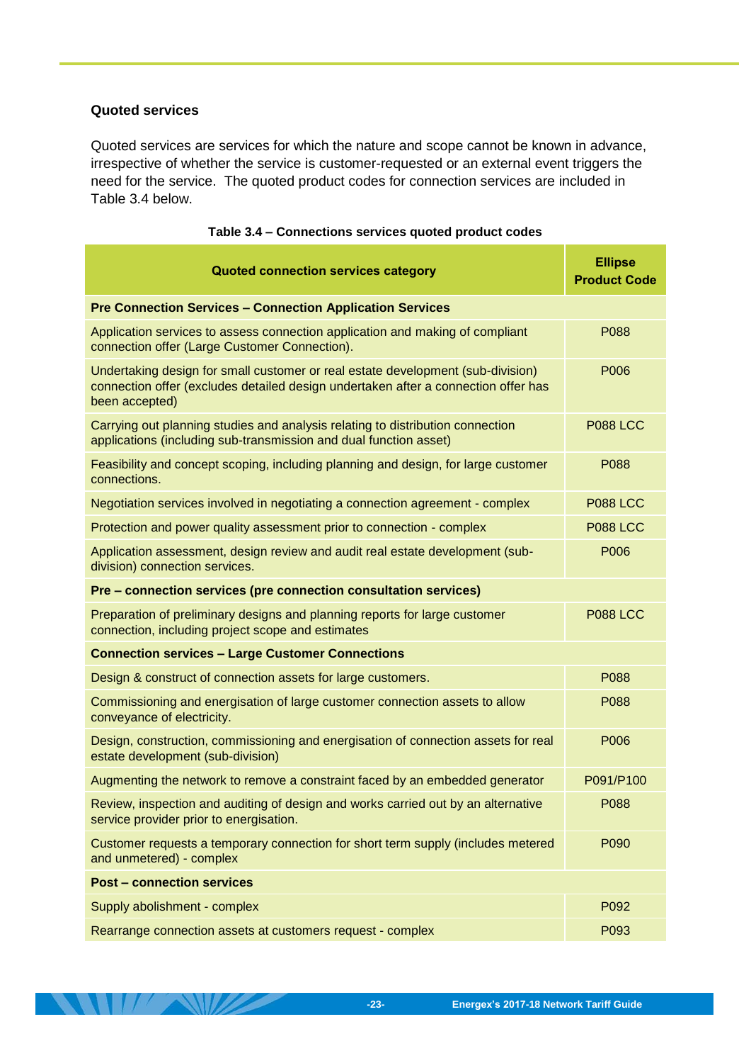### Quoted services

Quoted services are services for which the nature and scope cannot be known in advance, irrespective of whether the service is customer-requested or an external event triggers the need for the service. The quoted product codes for connection services are included in Table 3.4 below.

**Table 3.4 – Connections services quoted product codes**

| Quoted connection services category | Ellipse Product Code |
|---|---|
| **Pre Connection Services – Connection Application Services** | |
| Application services to assess connection application and making of compliant connection offer (Large Customer Connection). | P088 |
| Undertaking design for small customer or real estate development (sub-division) connection offer (excludes detailed design undertaken after a connection offer has been accepted) | P006 |
| Carrying out planning studies and analysis relating to distribution connection applications (including sub-transmission and dual function asset) | P088 LCC |
| Feasibility and concept scoping, including planning and design, for large customer connections. | P088 |
| Negotiation services involved in negotiating a connection agreement - complex | P088 LCC |
| Protection and power quality assessment prior to connection - complex | P088 LCC |
| Application assessment, design review and audit real estate development (sub-division) connection services. | P006 |
| **Pre – connection services (pre connection consultation services)** | |
| Preparation of preliminary designs and planning reports for large customer connection, including project scope and estimates | P088 LCC |
| **Connection services – Large Customer Connections** | |
| Design & construct of connection assets for large customers. | P088 |
| Commissioning and energisation of large customer connection assets to allow conveyance of electricity. | P088 |
| Design, construction, commissioning and energisation of connection assets for real estate development (sub-division) | P006 |
| Augmenting the network to remove a constraint faced by an embedded generator | P091/P100 |
| Review, inspection and auditing of design and works carried out by an alternative service provider prior to energisation. | P088 |
| Customer requests a temporary connection for short term supply (includes metered and unmetered) - complex | P090 |
| **Post – connection services** | |
| Supply abolishment - complex | P092 |
| Rearrange connection assets at customers request - complex | P093 |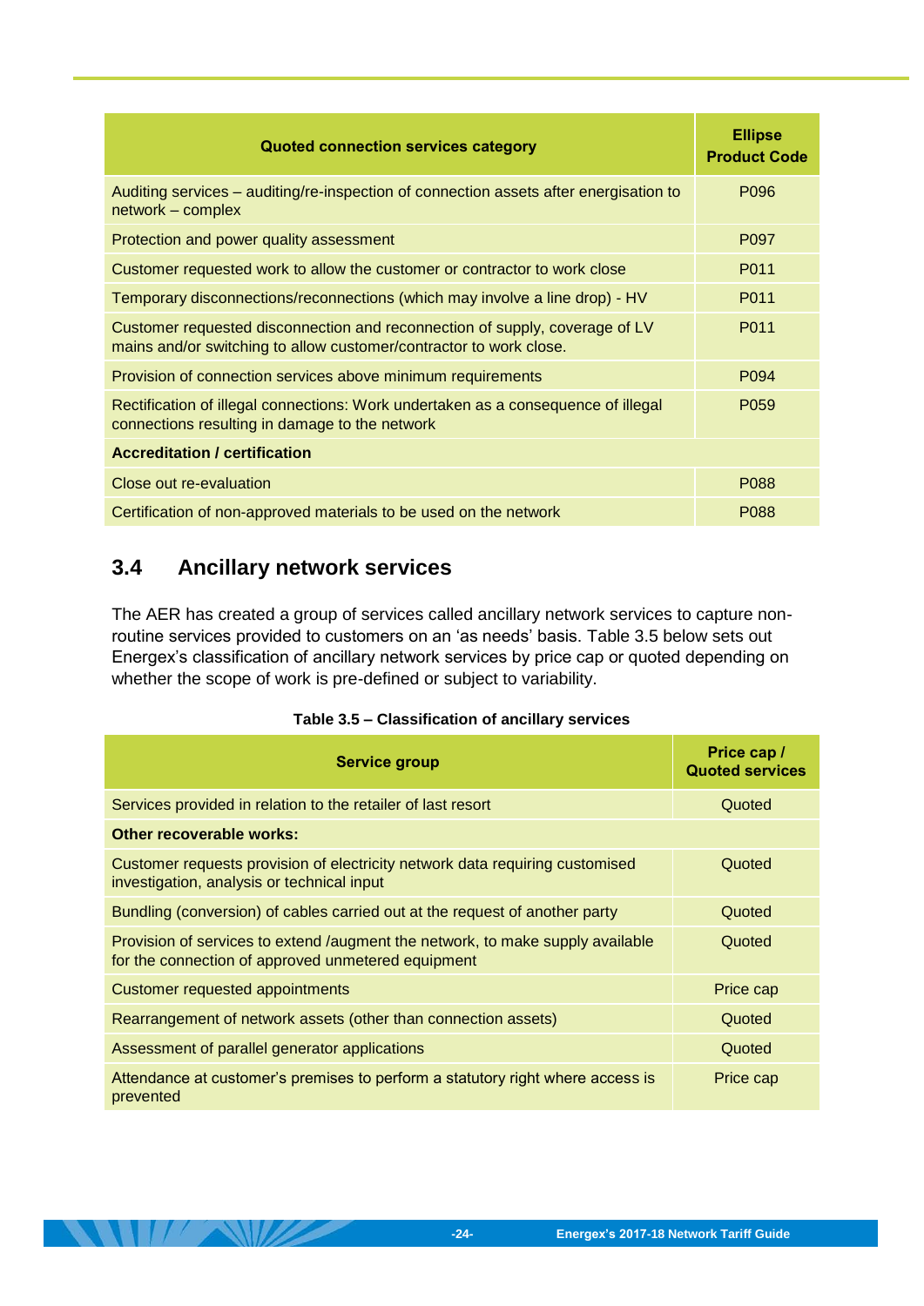| Quoted connection services category | Ellipse Product Code |
|---|---|
| Auditing services – auditing/re-inspection of connection assets after energisation to network – complex | P096 |
| Protection and power quality assessment | P097 |
| Customer requested work to allow the customer or contractor to work close | P011 |
| Temporary disconnections/reconnections (which may involve a line drop) - HV | P011 |
| Customer requested disconnection and reconnection of supply, coverage of LV mains and/or switching to allow customer/contractor to work close. | P011 |
| Provision of connection services above minimum requirements | P094 |
| Rectification of illegal connections: Work undertaken as a consequence of illegal connections resulting in damage to the network | P059 |
| **Accreditation / certification** | |
| Close out re-evaluation | P088 |
| Certification of non-approved materials to be used on the network | P088 |

## 3.4 Ancillary network services

The AER has created a group of services called ancillary network services to capture non-routine services provided to customers on an 'as needs' basis. Table 3.5 below sets out Energex's classification of ancillary network services by price cap or quoted depending on whether the scope of work is pre-defined or subject to variability.

**Table 3.5 – Classification of ancillary services**

| Service group | Price cap / Quoted services |
|---|---|
| Services provided in relation to the retailer of last resort | Quoted |
| **Other recoverable works:** | |
| Customer requests provision of electricity network data requiring customised investigation, analysis or technical input | Quoted |
| Bundling (conversion) of cables carried out at the request of another party | Quoted |
| Provision of services to extend /augment the network, to make supply available for the connection of approved unmetered equipment | Quoted |
| Customer requested appointments | Price cap |
| Rearrangement of network assets (other than connection assets) | Quoted |
| Assessment of parallel generator applications | Quoted |
| Attendance at customer's premises to perform a statutory right where access is prevented | Price cap |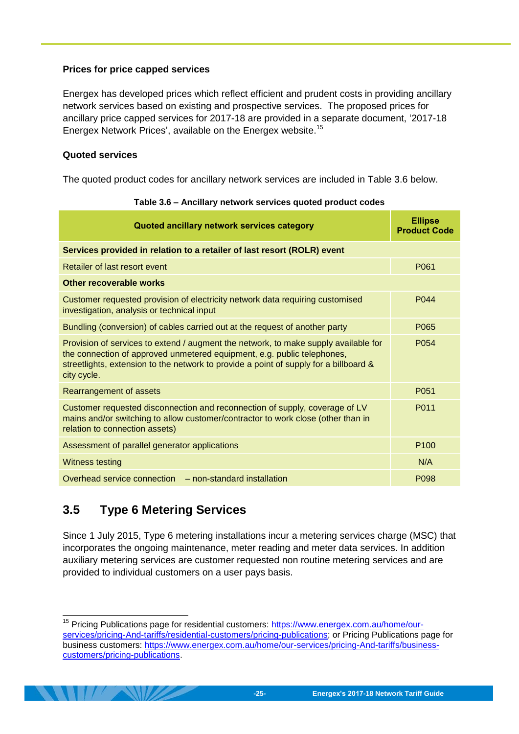**Prices for price capped services**

Energex has developed prices which reflect efficient and prudent costs in providing ancillary network services based on existing and prospective services. The proposed prices for ancillary price capped services for 2017-18 are provided in a separate document, '2017-18 Energex Network Prices', available on the Energex website.[15]

**Quoted services**

The quoted product codes for ancillary network services are included in Table 3.6 below.

**Table 3.6 – Ancillary network services quoted product codes**

| Quoted ancillary network services category | Ellipse Product Code |
|---|---|
| **Services provided in relation to a retailer of last resort (ROLR) event** | |
| Retailer of last resort event | P061 |
| **Other recoverable works** | |
| Customer requested provision of electricity network data requiring customised investigation, analysis or technical input | P044 |
| Bundling (conversion) of cables carried out at the request of another party | P065 |
| Provision of services to extend / augment the network, to make supply available for the connection of approved unmetered equipment, e.g. public telephones, streetlights, extension to the network to provide a point of supply for a billboard & city cycle. | P054 |
| Rearrangement of assets | P051 |
| Customer requested disconnection and reconnection of supply, coverage of LV mains and/or switching to allow customer/contractor to work close (other than in relation to connection assets) | P011 |
| Assessment of parallel generator applications | P100 |
| Witness testing | N/A |
| Overhead service connection – non-standard installation | P098 |

## 3.5 Type 6 Metering Services

Since 1 July 2015, Type 6 metering installations incur a metering services charge (MSC) that incorporates the ongoing maintenance, meter reading and meter data services. In addition auxiliary metering services are customer requested non routine metering services and are provided to individual customers on a user pays basis.

[15] Pricing Publications page for residential customers: https://www.energex.com.au/home/our-services/pricing-And-tariffs/residential-customers/pricing-publications; or Pricing Publications page for business customers: https://www.energex.com.au/home/our-services/pricing-And-tariffs/business-customers/pricing-publications.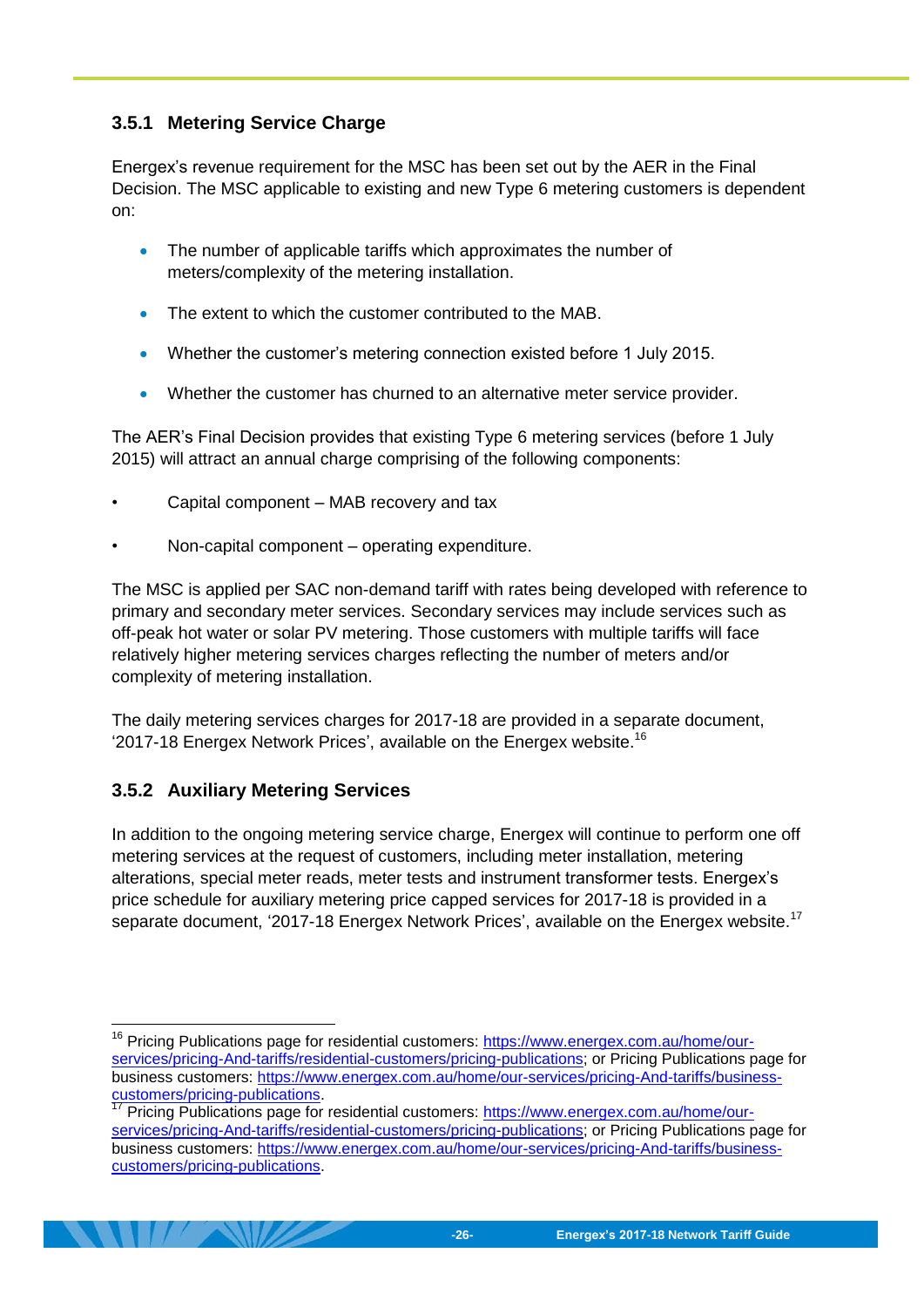### 3.5.1 Metering Service Charge

Energex's revenue requirement for the MSC has been set out by the AER in the Final Decision. The MSC applicable to existing and new Type 6 metering customers is dependent on:

- The number of applicable tariffs which approximates the number of meters/complexity of the metering installation.
- The extent to which the customer contributed to the MAB.
- Whether the customer's metering connection existed before 1 July 2015.
- Whether the customer has churned to an alternative meter service provider.

The AER's Final Decision provides that existing Type 6 metering services (before 1 July 2015) will attract an annual charge comprising of the following components:

- Capital component – MAB recovery and tax
- Non-capital component – operating expenditure.

The MSC is applied per SAC non-demand tariff with rates being developed with reference to primary and secondary meter services. Secondary services may include services such as off-peak hot water or solar PV metering. Those customers with multiple tariffs will face relatively higher metering services charges reflecting the number of meters and/or complexity of metering installation.

The daily metering services charges for 2017-18 are provided in a separate document, '2017-18 Energex Network Prices', available on the Energex website.[16]

### 3.5.2 Auxiliary Metering Services

In addition to the ongoing metering service charge, Energex will continue to perform one off metering services at the request of customers, including meter installation, metering alterations, special meter reads, meter tests and instrument transformer tests. Energex's price schedule for auxiliary metering price capped services for 2017-18 is provided in a separate document, '2017-18 Energex Network Prices', available on the Energex website.[17]

---

[16] Pricing Publications page for residential customers: https://www.energex.com.au/home/our-services/pricing-And-tariffs/residential-customers/pricing-publications; or Pricing Publications page for business customers: https://www.energex.com.au/home/our-services/pricing-And-tariffs/business-customers/pricing-publications.

[17] Pricing Publications page for residential customers: https://www.energex.com.au/home/our-services/pricing-And-tariffs/residential-customers/pricing-publications; or Pricing Publications page for business customers: https://www.energex.com.au/home/our-services/pricing-And-tariffs/business-customers/pricing-publications.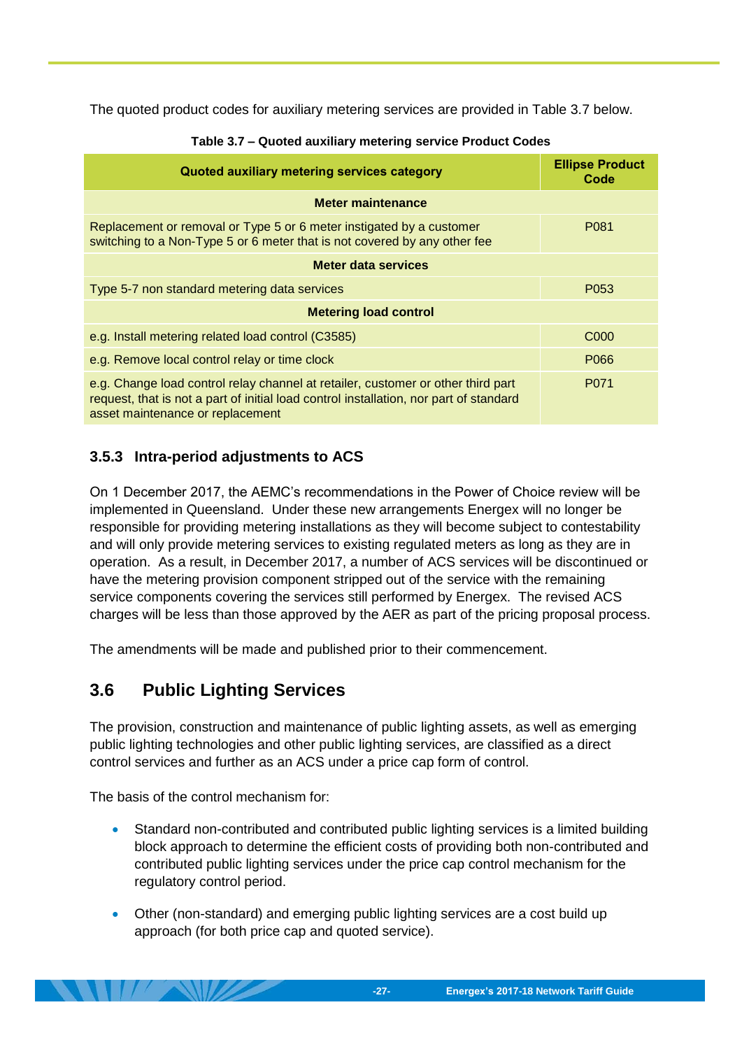The quoted product codes for auxiliary metering services are provided in Table 3.7 below.

**Table 3.7 – Quoted auxiliary metering service Product Codes**

| Quoted auxiliary metering services category | Ellipse Product Code |
|---|---|
| **Meter maintenance** | |
| Replacement or removal or Type 5 or 6 meter instigated by a customer switching to a Non-Type 5 or 6 meter that is not covered by any other fee | P081 |
| **Meter data services** | |
| Type 5-7 non standard metering data services | P053 |
| **Metering load control** | |
| e.g. Install metering related load control (C3585) | C000 |
| e.g. Remove local control relay or time clock | P066 |
| e.g. Change load control relay channel at retailer, customer or other third part request, that is not a part of initial load control installation, nor part of standard asset maintenance or replacement | P071 |

### 3.5.3 Intra-period adjustments to ACS

On 1 December 2017, the AEMC's recommendations in the Power of Choice review will be implemented in Queensland. Under these new arrangements Energex will no longer be responsible for providing metering installations as they will become subject to contestability and will only provide metering services to existing regulated meters as long as they are in operation. As a result, in December 2017, a number of ACS services will be discontinued or have the metering provision component stripped out of the service with the remaining service components covering the services still performed by Energex. The revised ACS charges will be less than those approved by the AER as part of the pricing proposal process.

The amendments will be made and published prior to their commencement.

## 3.6 Public Lighting Services

The provision, construction and maintenance of public lighting assets, as well as emerging public lighting technologies and other public lighting services, are classified as a direct control services and further as an ACS under a price cap form of control.

The basis of the control mechanism for:

- Standard non-contributed and contributed public lighting services is a limited building block approach to determine the efficient costs of providing both non-contributed and contributed public lighting services under the price cap control mechanism for the regulatory control period.
- Other (non-standard) and emerging public lighting services are a cost build up approach (for both price cap and quoted service).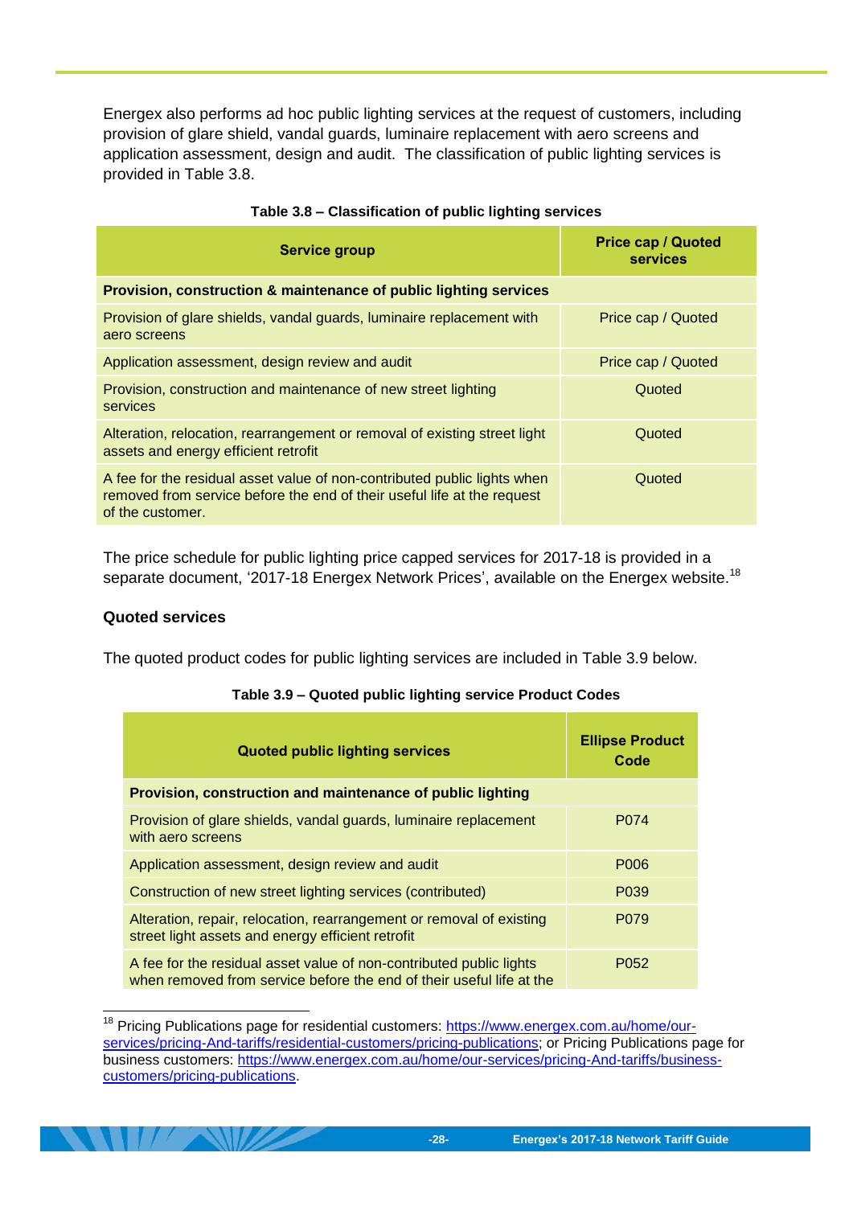Energex also performs ad hoc public lighting services at the request of customers, including provision of glare shield, vandal guards, luminaire replacement with aero screens and application assessment, design and audit. The classification of public lighting services is provided in Table 3.8.

**Table 3.8 – Classification of public lighting services**

| Service group | Price cap / Quoted services |
|---|---|
| **Provision, construction & maintenance of public lighting services** | |
| Provision of glare shields, vandal guards, luminaire replacement with aero screens | Price cap / Quoted |
| Application assessment, design review and audit | Price cap / Quoted |
| Provision, construction and maintenance of new street lighting services | Quoted |
| Alteration, relocation, rearrangement or removal of existing street light assets and energy efficient retrofit | Quoted |
| A fee for the residual asset value of non-contributed public lights when removed from service before the end of their useful life at the request of the customer. | Quoted |

The price schedule for public lighting price capped services for 2017-18 is provided in a separate document, '2017-18 Energex Network Prices', available on the Energex website.[18]

### Quoted services

The quoted product codes for public lighting services are included in Table 3.9 below.

**Table 3.9 – Quoted public lighting service Product Codes**

| Quoted public lighting services | Ellipse Product Code |
|---|---|
| **Provision, construction and maintenance of public lighting** | |
| Provision of glare shields, vandal guards, luminaire replacement with aero screens | P074 |
| Application assessment, design review and audit | P006 |
| Construction of new street lighting services (contributed) | P039 |
| Alteration, repair, relocation, rearrangement or removal of existing street light assets and energy efficient retrofit | P079 |
| A fee for the residual asset value of non-contributed public lights when removed from service before the end of their useful life at the | P052 |

[18] Pricing Publications page for residential customers: https://www.energex.com.au/home/our-services/pricing-And-tariffs/residential-customers/pricing-publications; or Pricing Publications page for business customers: https://www.energex.com.au/home/our-services/pricing-And-tariffs/business-customers/pricing-publications.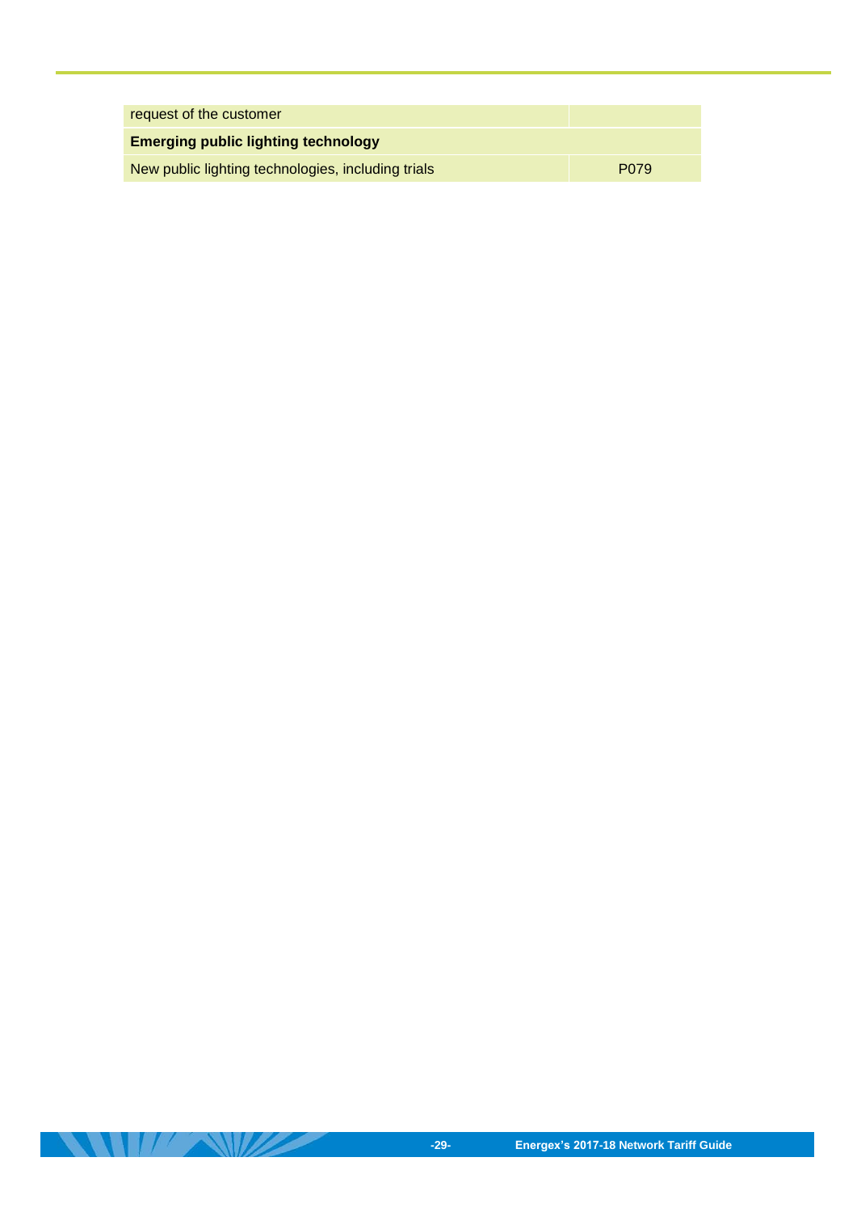| | |
|---|---|
| request of the customer | |
| **Emerging public lighting technology** | |
| New public lighting technologies, including trials | P079 |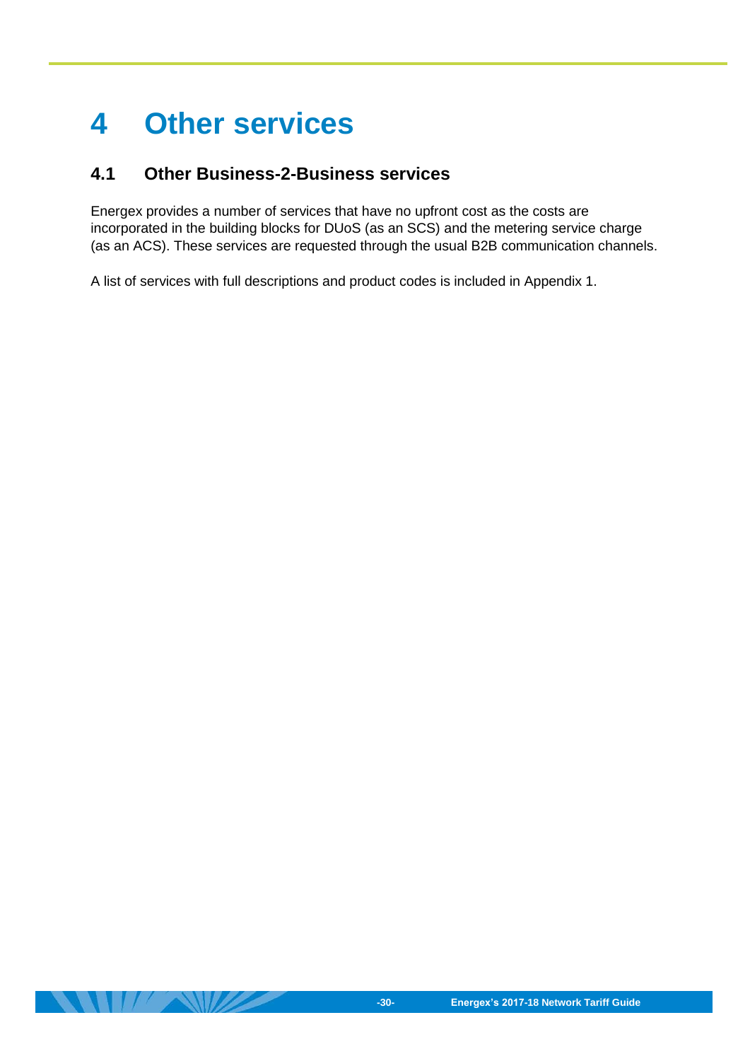# 4 Other services

## 4.1 Other Business-2-Business services

Energex provides a number of services that have no upfront cost as the costs are incorporated in the building blocks for DUoS (as an SCS) and the metering service charge (as an ACS). These services are requested through the usual B2B communication channels.

A list of services with full descriptions and product codes is included in Appendix 1.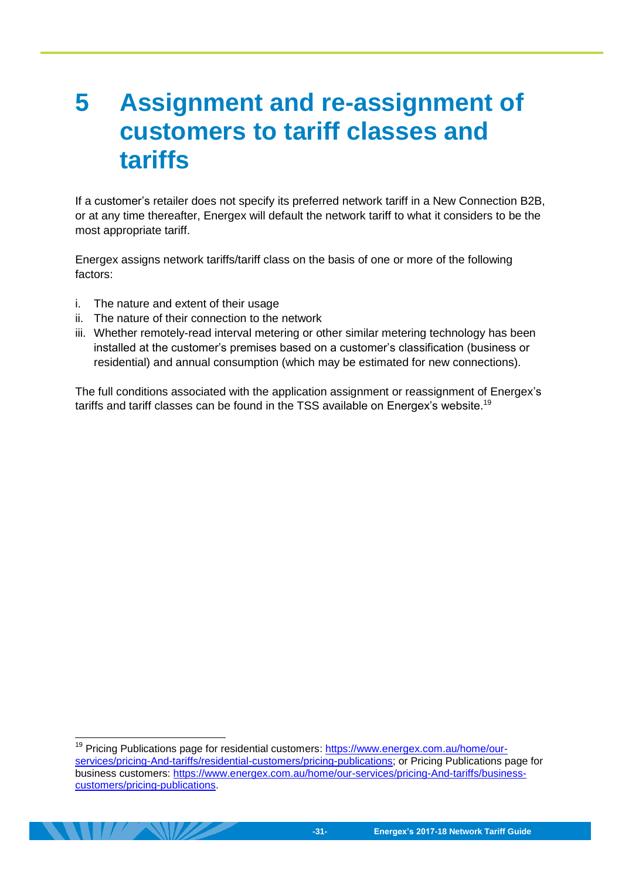# 5 Assignment and re-assignment of customers to tariff classes and tariffs

If a customer's retailer does not specify its preferred network tariff in a New Connection B2B, or at any time thereafter, Energex will default the network tariff to what it considers to be the most appropriate tariff.

Energex assigns network tariffs/tariff class on the basis of one or more of the following factors:

i. The nature and extent of their usage
ii. The nature of their connection to the network
iii. Whether remotely-read interval metering or other similar metering technology has been installed at the customer's premises based on a customer's classification (business or residential) and annual consumption (which may be estimated for new connections).

The full conditions associated with the application assignment or reassignment of Energex's tariffs and tariff classes can be found in the TSS available on Energex's website.[19]

---

[19] Pricing Publications page for residential customers: https://www.energex.com.au/home/our-services/pricing-And-tariffs/residential-customers/pricing-publications; or Pricing Publications page for business customers: https://www.energex.com.au/home/our-services/pricing-And-tariffs/business-customers/pricing-publications.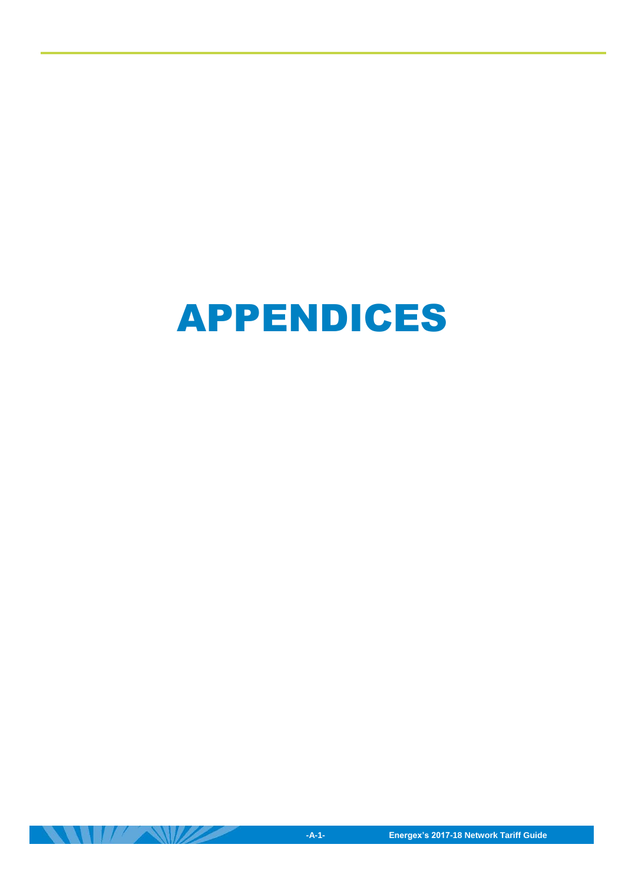# APPENDICES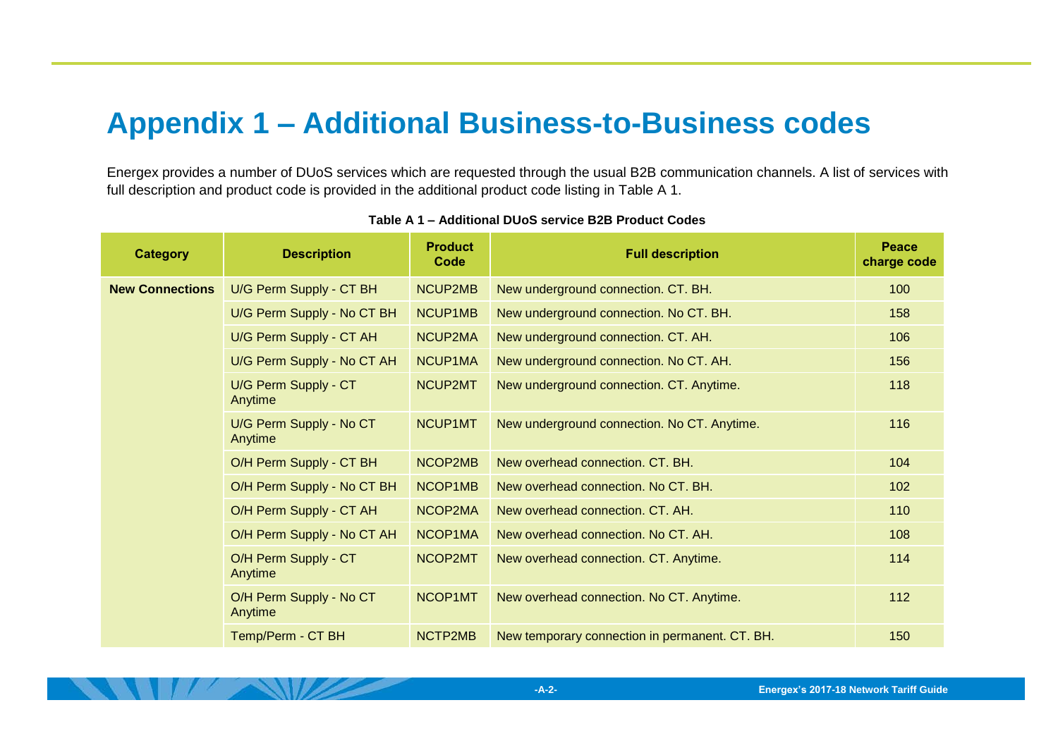# Appendix 1 – Additional Business-to-Business codes

Energex provides a number of DUoS services which are requested through the usual B2B communication channels. A list of services with full description and product code is provided in the additional product code listing in Table A 1.

**Table A 1 – Additional DUoS service B2B Product Codes**

| Category | Description | Product Code | Full description | Peace charge code |
|---|---|---|---|---|
| **New Connections** | U/G Perm Supply - CT BH | NCUP2MB | New underground connection. CT. BH. | 100 |
| | U/G Perm Supply - No CT BH | NCUP1MB | New underground connection. No CT. BH. | 158 |
| | U/G Perm Supply - CT AH | NCUP2MA | New underground connection. CT. AH. | 106 |
| | U/G Perm Supply - No CT AH | NCUP1MA | New underground connection. No CT. AH. | 156 |
| | U/G Perm Supply - CT Anytime | NCUP2MT | New underground connection. CT. Anytime. | 118 |
| | U/G Perm Supply - No CT Anytime | NCUP1MT | New underground connection. No CT. Anytime. | 116 |
| | O/H Perm Supply - CT BH | NCOP2MB | New overhead connection. CT. BH. | 104 |
| | O/H Perm Supply - No CT BH | NCOP1MB | New overhead connection. No CT. BH. | 102 |
| | O/H Perm Supply - CT AH | NCOP2MA | New overhead connection. CT. AH. | 110 |
| | O/H Perm Supply - No CT AH | NCOP1MA | New overhead connection. No CT. AH. | 108 |
| | O/H Perm Supply - CT Anytime | NCOP2MT | New overhead connection. CT. Anytime. | 114 |
| | O/H Perm Supply - No CT Anytime | NCOP1MT | New overhead connection. No CT. Anytime. | 112 |
| | Temp/Perm - CT BH | NCTP2MB | New temporary connection in permanent. CT. BH. | 150 |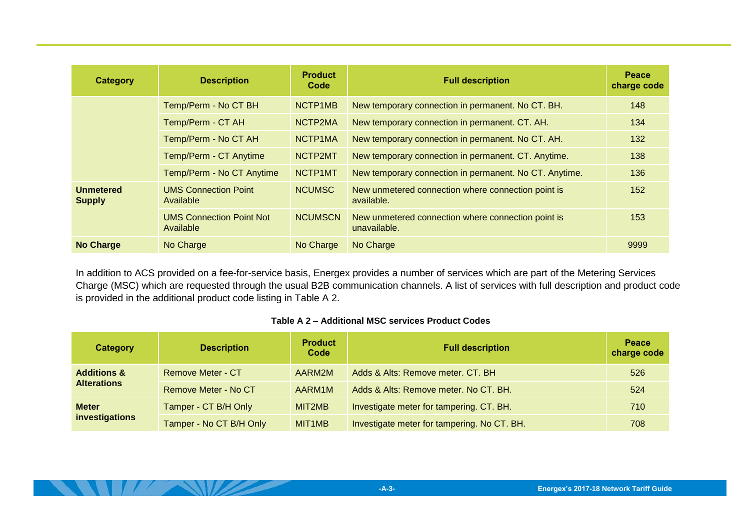| Category | Description | Product Code | Full description | Peace charge code |
|---|---|---|---|---|
| | Temp/Perm - No CT BH | NCTP1MB | New temporary connection in permanent. No CT. BH. | 148 |
| | Temp/Perm - CT AH | NCTP2MA | New temporary connection in permanent. CT. AH. | 134 |
| | Temp/Perm - No CT AH | NCTP1MA | New temporary connection in permanent. No CT. AH. | 132 |
| | Temp/Perm - CT Anytime | NCTP2MT | New temporary connection in permanent. CT. Anytime. | 138 |
| | Temp/Perm - No CT Anytime | NCTP1MT | New temporary connection in permanent. No CT. Anytime. | 136 |
| **Unmetered Supply** | UMS Connection Point Available | NCUMSC | New unmetered connection where connection point is available. | 152 |
| | UMS Connection Point Not Available | NCUMSCN | New unmetered connection where connection point is unavailable. | 153 |
| **No Charge** | No Charge | No Charge | No Charge | 9999 |

In addition to ACS provided on a fee-for-service basis, Energex provides a number of services which are part of the Metering Services Charge (MSC) which are requested through the usual B2B communication channels. A list of services with full description and product code is provided in the additional product code listing in Table A 2.

**Table A 2 – Additional MSC services Product Codes**

| Category | Description | Product Code | Full description | Peace charge code |
|---|---|---|---|---|
| **Additions & Alterations** | Remove Meter - CT | AARM2M | Adds & Alts: Remove meter. CT. BH | 526 |
| | Remove Meter - No CT | AARM1M | Adds & Alts: Remove meter. No CT. BH. | 524 |
| **Meter investigations** | Tamper - CT B/H Only | MIT2MB | Investigate meter for tampering. CT. BH. | 710 |
| | Tamper - No CT B/H Only | MIT1MB | Investigate meter for tampering. No CT. BH. | 708 |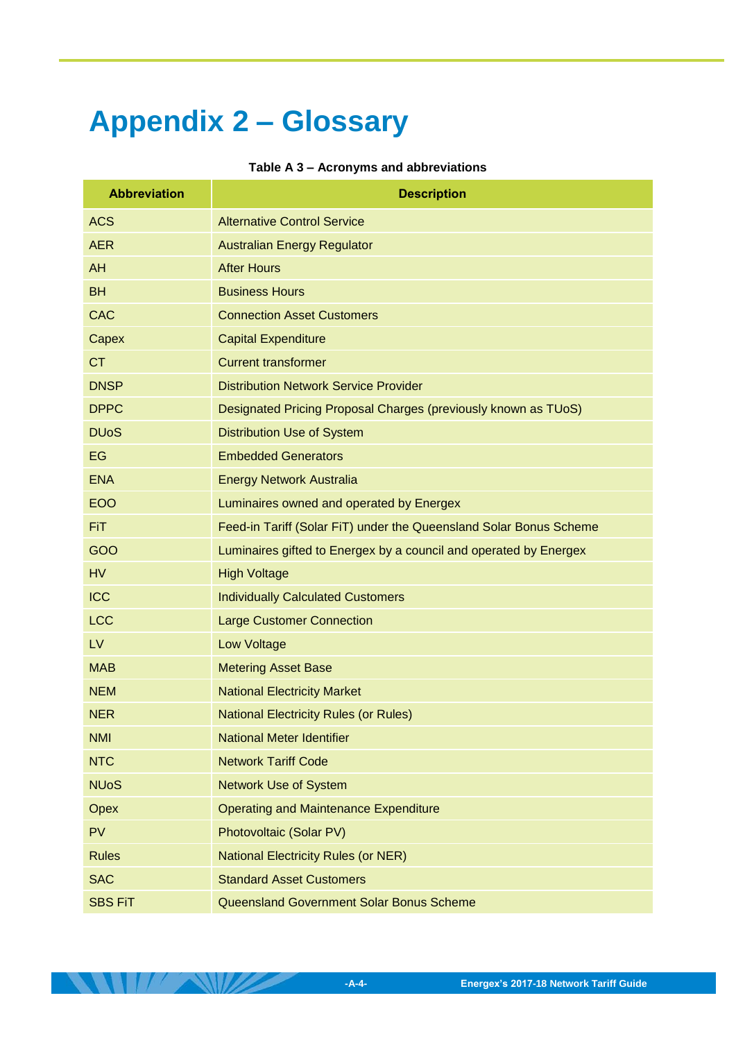# Appendix 2 – Glossary

**Table A 3 – Acronyms and abbreviations**

| Abbreviation | Description |
|---|---|
| ACS | Alternative Control Service |
| AER | Australian Energy Regulator |
| AH | After Hours |
| BH | Business Hours |
| CAC | Connection Asset Customers |
| Capex | Capital Expenditure |
| CT | Current transformer |
| DNSP | Distribution Network Service Provider |
| DPPC | Designated Pricing Proposal Charges (previously known as TUoS) |
| DUoS | Distribution Use of System |
| EG | Embedded Generators |
| ENA | Energy Network Australia |
| EOO | Luminaires owned and operated by Energex |
| FiT | Feed-in Tariff (Solar FiT) under the Queensland Solar Bonus Scheme |
| GOO | Luminaires gifted to Energex by a council and operated by Energex |
| HV | High Voltage |
| ICC | Individually Calculated Customers |
| LCC | Large Customer Connection |
| LV | Low Voltage |
| MAB | Metering Asset Base |
| NEM | National Electricity Market |
| NER | National Electricity Rules (or Rules) |
| NMI | National Meter Identifier |
| NTC | Network Tariff Code |
| NUoS | Network Use of System |
| Opex | Operating and Maintenance Expenditure |
| PV | Photovoltaic (Solar PV) |
| Rules | National Electricity Rules (or NER) |
| SAC | Standard Asset Customers |
| SBS FiT | Queensland Government Solar Bonus Scheme |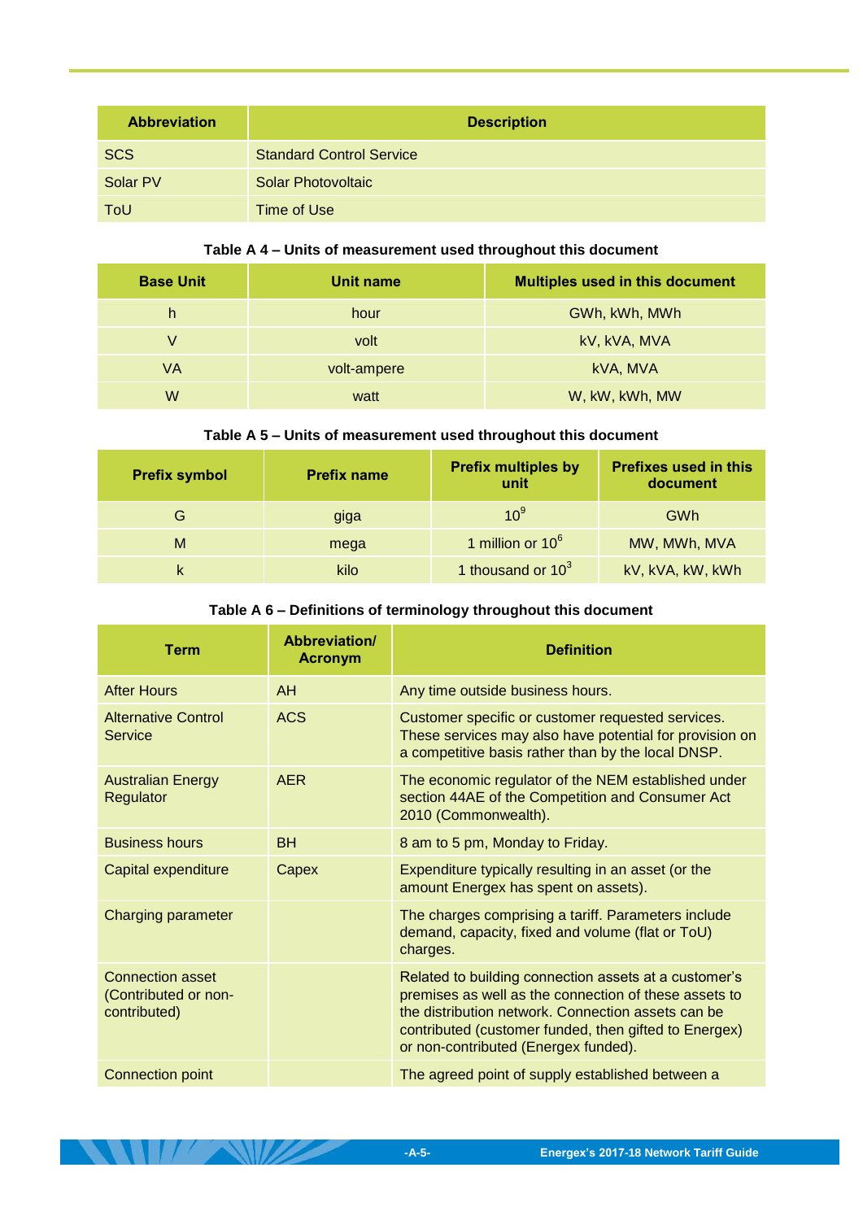| Abbreviation | Description |
|---|---|
| SCS | Standard Control Service |
| Solar PV | Solar Photovoltaic |
| ToU | Time of Use |

**Table A 4 – Units of measurement used throughout this document**

| Base Unit | Unit name | Multiples used in this document |
|---|---|---|
| h | hour | GWh, kWh, MWh |
| V | volt | kV, kVA, MVA |
| VA | volt-ampere | kVA, MVA |
| W | watt | W, kW, kWh, MW |

**Table A 5 – Units of measurement used throughout this document**

| Prefix symbol | Prefix name | Prefix multiples by unit | Prefixes used in this document |
|---|---|---|---|
| G | giga | $10^9$ | GWh |
| M | mega | 1 million or $10^6$ | MW, MWh, MVA |
| k | kilo | 1 thousand or $10^3$ | kV, kVA, kW, kWh |

**Table A 6 – Definitions of terminology throughout this document**

| Term | Abbreviation/ Acronym | Definition |
|---|---|---|
| After Hours | AH | Any time outside business hours. |
| Alternative Control Service | ACS | Customer specific or customer requested services. These services may also have potential for provision on a competitive basis rather than by the local DNSP. |
| Australian Energy Regulator | AER | The economic regulator of the NEM established under section 44AE of the Competition and Consumer Act 2010 (Commonwealth). |
| Business hours | BH | 8 am to 5 pm, Monday to Friday. |
| Capital expenditure | Capex | Expenditure typically resulting in an asset (or the amount Energex has spent on assets). |
| Charging parameter | | The charges comprising a tariff. Parameters include demand, capacity, fixed and volume (flat or ToU) charges. |
| Connection asset (Contributed or non-contributed) | | Related to building connection assets at a customer's premises as well as the connection of these assets to the distribution network. Connection assets can be contributed (customer funded, then gifted to Energex) or non-contributed (Energex funded). |
| Connection point | | The agreed point of supply established between a |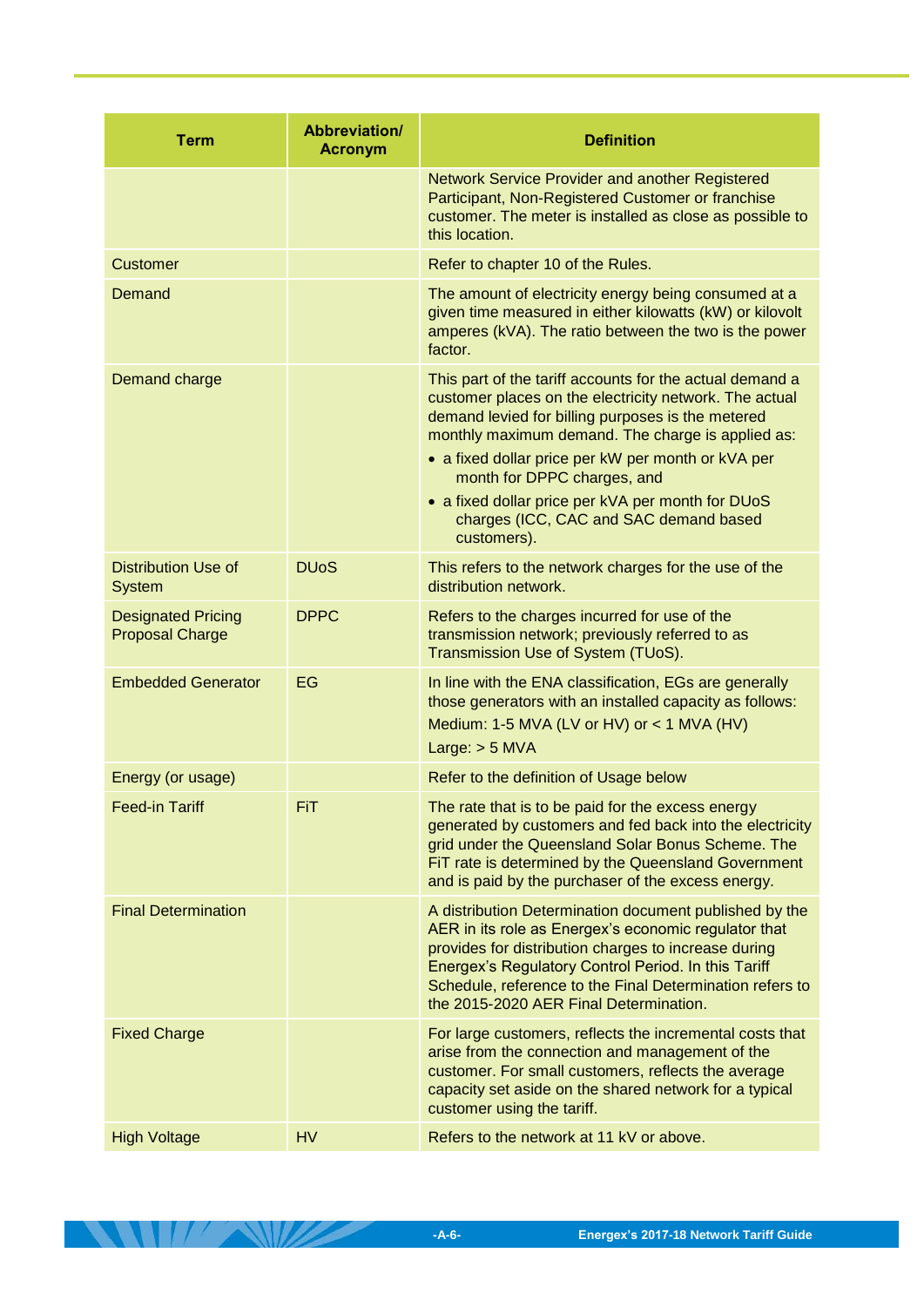| Term | Abbreviation/ Acronym | Definition |
|---|---|---|
| | | Network Service Provider and another Registered Participant, Non-Registered Customer or franchise customer. The meter is installed as close as possible to this location. |
| Customer | | Refer to chapter 10 of the Rules. |
| Demand | | The amount of electricity energy being consumed at a given time measured in either kilowatts (kW) or kilovolt amperes (kVA). The ratio between the two is the power factor. |
| Demand charge | | This part of the tariff accounts for the actual demand a customer places on the electricity network. The actual demand levied for billing purposes is the metered monthly maximum demand. The charge is applied as:<br>• a fixed dollar price per kW per month or kVA per month for DPPC charges, and<br>• a fixed dollar price per kVA per month for DUoS charges (ICC, CAC and SAC demand based customers). |
| Distribution Use of System | DUoS | This refers to the network charges for the use of the distribution network. |
| Designated Pricing Proposal Charge | DPPC | Refers to the charges incurred for use of the transmission network; previously referred to as Transmission Use of System (TUoS). |
| Embedded Generator | EG | In line with the ENA classification, EGs are generally those generators with an installed capacity as follows:<br>Medium: 1-5 MVA (LV or HV) or < 1 MVA (HV)<br>Large: > 5 MVA |
| Energy (or usage) | | Refer to the definition of Usage below |
| Feed-in Tariff | FiT | The rate that is to be paid for the excess energy generated by customers and fed back into the electricity grid under the Queensland Solar Bonus Scheme. The FiT rate is determined by the Queensland Government and is paid by the purchaser of the excess energy. |
| Final Determination | | A distribution Determination document published by the AER in its role as Energex's economic regulator that provides for distribution charges to increase during Energex's Regulatory Control Period. In this Tariff Schedule, reference to the Final Determination refers to the 2015-2020 AER Final Determination. |
| Fixed Charge | | For large customers, reflects the incremental costs that arise from the connection and management of the customer. For small customers, reflects the average capacity set aside on the shared network for a typical customer using the tariff. |
| High Voltage | HV | Refers to the network at 11 kV or above. |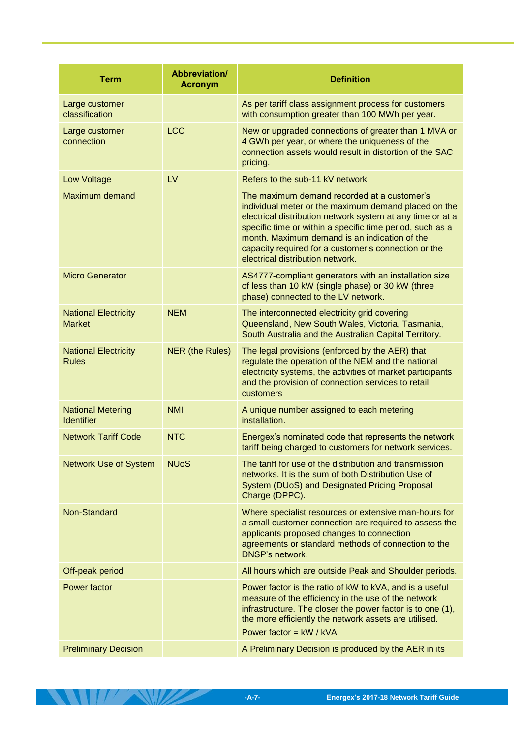| Term | Abbreviation/ Acronym | Definition |
|---|---|---|
| Large customer classification | | As per tariff class assignment process for customers with consumption greater than 100 MWh per year. |
| Large customer connection | LCC | New or upgraded connections of greater than 1 MVA or 4 GWh per year, or where the uniqueness of the connection assets would result in distortion of the SAC pricing. |
| Low Voltage | LV | Refers to the sub-11 kV network |
| Maximum demand | | The maximum demand recorded at a customer's individual meter or the maximum demand placed on the electrical distribution network system at any time or at a specific time or within a specific time period, such as a month. Maximum demand is an indication of the capacity required for a customer's connection or the electrical distribution network. |
| Micro Generator | | AS4777-compliant generators with an installation size of less than 10 kW (single phase) or 30 kW (three phase) connected to the LV network. |
| National Electricity Market | NEM | The interconnected electricity grid covering Queensland, New South Wales, Victoria, Tasmania, South Australia and the Australian Capital Territory. |
| National Electricity Rules | NER (the Rules) | The legal provisions (enforced by the AER) that regulate the operation of the NEM and the national electricity systems, the activities of market participants and the provision of connection services to retail customers |
| National Metering Identifier | NMI | A unique number assigned to each metering installation. |
| Network Tariff Code | NTC | Energex's nominated code that represents the network tariff being charged to customers for network services. |
| Network Use of System | NUoS | The tariff for use of the distribution and transmission networks. It is the sum of both Distribution Use of System (DUoS) and Designated Pricing Proposal Charge (DPPC). |
| Non-Standard | | Where specialist resources or extensive man-hours for a small customer connection are required to assess the applicants proposed changes to connection agreements or standard methods of connection to the DNSP's network. |
| Off-peak period | | All hours which are outside Peak and Shoulder periods. |
| Power factor | | Power factor is the ratio of kW to kVA, and is a useful measure of the efficiency in the use of the network infrastructure. The closer the power factor is to one (1), the more efficiently the network assets are utilised. Power factor = kW / kVA |
| Preliminary Decision | | A Preliminary Decision is produced by the AER in its |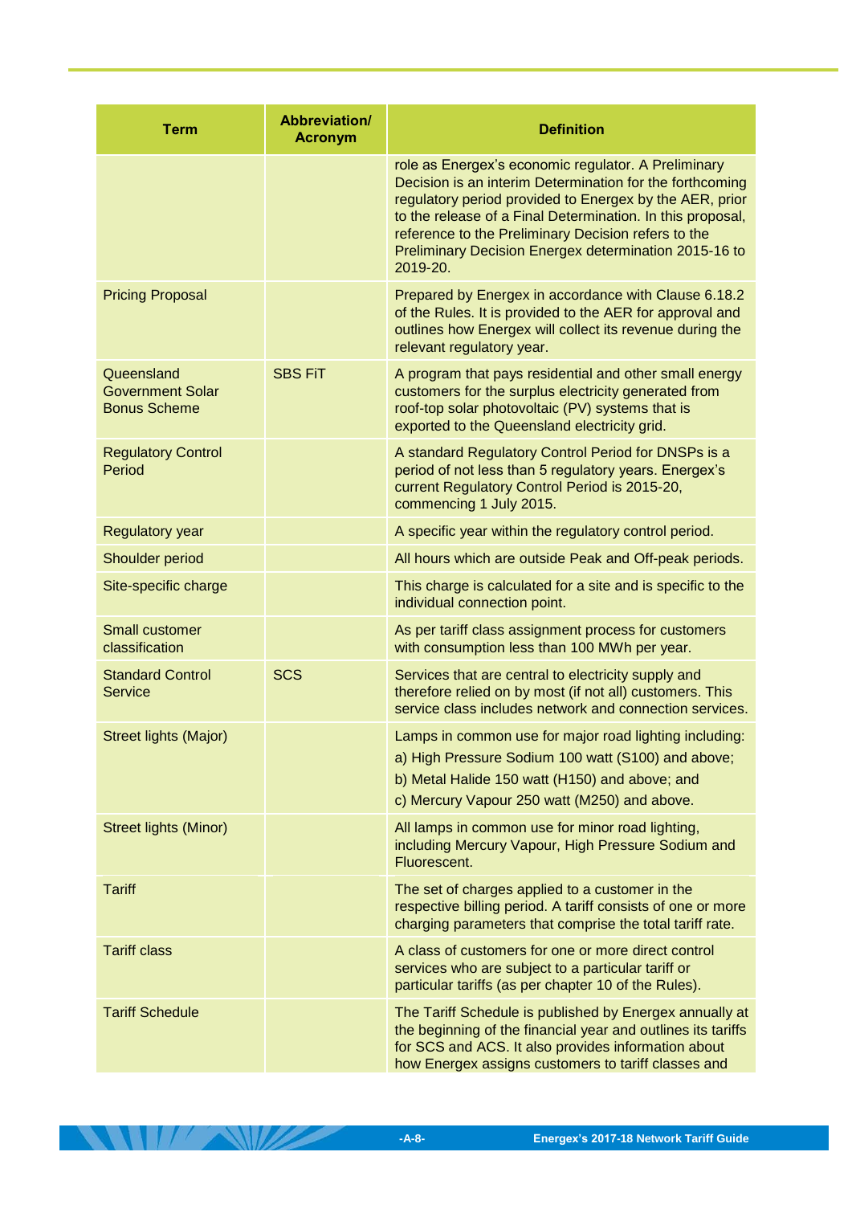| Term | Abbreviation/ Acronym | Definition |
|---|---|---|
| | | role as Energex's economic regulator. A Preliminary Decision is an interim Determination for the forthcoming regulatory period provided to Energex by the AER, prior to the release of a Final Determination. In this proposal, reference to the Preliminary Decision refers to the Preliminary Decision Energex determination 2015-16 to 2019-20. |
| Pricing Proposal | | Prepared by Energex in accordance with Clause 6.18.2 of the Rules. It is provided to the AER for approval and outlines how Energex will collect its revenue during the relevant regulatory year. |
| Queensland Government Solar Bonus Scheme | SBS FiT | A program that pays residential and other small energy customers for the surplus electricity generated from roof-top solar photovoltaic (PV) systems that is exported to the Queensland electricity grid. |
| Regulatory Control Period | | A standard Regulatory Control Period for DNSPs is a period of not less than 5 regulatory years. Energex's current Regulatory Control Period is 2015-20, commencing 1 July 2015. |
| Regulatory year | | A specific year within the regulatory control period. |
| Shoulder period | | All hours which are outside Peak and Off-peak periods. |
| Site-specific charge | | This charge is calculated for a site and is specific to the individual connection point. |
| Small customer classification | | As per tariff class assignment process for customers with consumption less than 100 MWh per year. |
| Standard Control Service | SCS | Services that are central to electricity supply and therefore relied on by most (if not all) customers. This service class includes network and connection services. |
| Street lights (Major) | | Lamps in common use for major road lighting including:<br>a) High Pressure Sodium 100 watt (S100) and above;<br>b) Metal Halide 150 watt (H150) and above; and<br>c) Mercury Vapour 250 watt (M250) and above. |
| Street lights (Minor) | | All lamps in common use for minor road lighting, including Mercury Vapour, High Pressure Sodium and Fluorescent. |
| Tariff | | The set of charges applied to a customer in the respective billing period. A tariff consists of one or more charging parameters that comprise the total tariff rate. |
| Tariff class | | A class of customers for one or more direct control services who are subject to a particular tariff or particular tariffs (as per chapter 10 of the Rules). |
| Tariff Schedule | | The Tariff Schedule is published by Energex annually at the beginning of the financial year and outlines its tariffs for SCS and ACS. It also provides information about how Energex assigns customers to tariff classes and |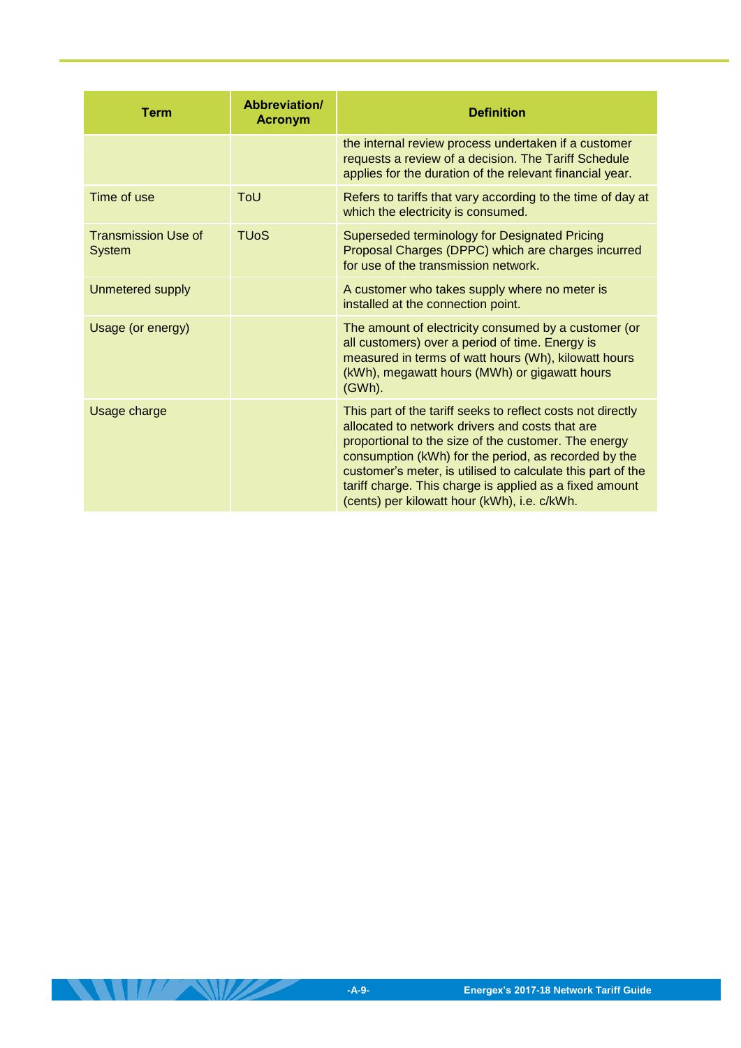| Term | Abbreviation/ Acronym | Definition |
|---|---|---|
| | | the internal review process undertaken if a customer requests a review of a decision. The Tariff Schedule applies for the duration of the relevant financial year. |
| Time of use | ToU | Refers to tariffs that vary according to the time of day at which the electricity is consumed. |
| Transmission Use of System | TUoS | Superseded terminology for Designated Pricing Proposal Charges (DPPC) which are charges incurred for use of the transmission network. |
| Unmetered supply | | A customer who takes supply where no meter is installed at the connection point. |
| Usage (or energy) | | The amount of electricity consumed by a customer (or all customers) over a period of time. Energy is measured in terms of watt hours (Wh), kilowatt hours (kWh), megawatt hours (MWh) or gigawatt hours (GWh). |
| Usage charge | | This part of the tariff seeks to reflect costs not directly allocated to network drivers and costs that are proportional to the size of the customer. The energy consumption (kWh) for the period, as recorded by the customer's meter, is utilised to calculate this part of the tariff charge. This charge is applied as a fixed amount (cents) per kilowatt hour (kWh), i.e. c/kWh. |